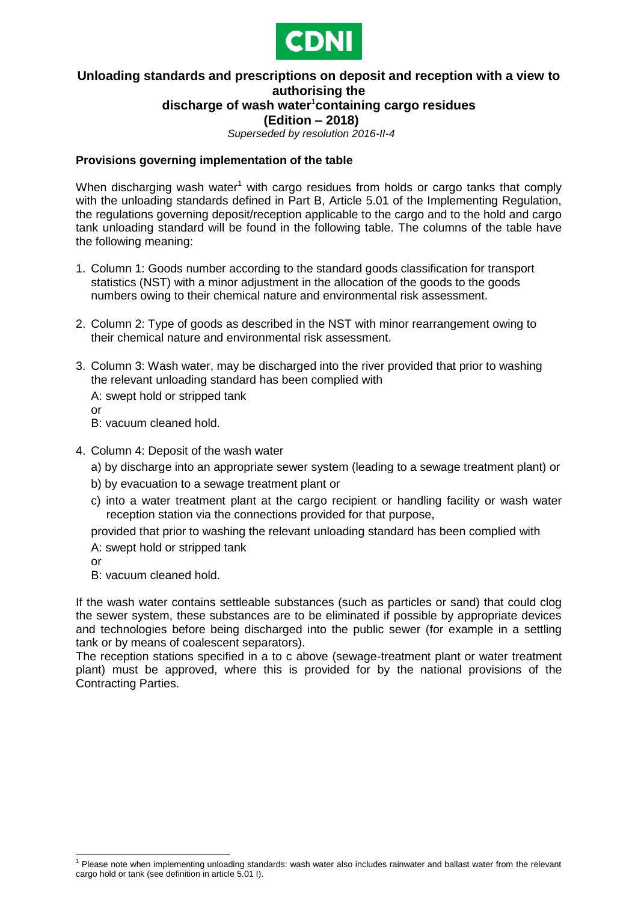CDNI

# Unloading standards and prescriptions on deposit and reception with a view to authorising the discharge of wash water[1] containing cargo residues (Edition – 2018)

*Superseded by resolution 2016-II-4*

## Provisions governing implementation of the table

When discharging wash water[1] with cargo residues from holds or cargo tanks that comply with the unloading standards defined in Part B, Article 5.01 of the Implementing Regulation, the regulations governing deposit/reception applicable to the cargo and to the hold and cargo tank unloading standard will be found in the following table. The columns of the table have the following meaning:

1. Column 1: Goods number according to the standard goods classification for transport statistics (NST) with a minor adjustment in the allocation of the goods to the goods numbers owing to their chemical nature and environmental risk assessment.
2. Column 2: Type of goods as described in the NST with minor rearrangement owing to their chemical nature and environmental risk assessment.
3. Column 3: Wash water, may be discharged into the river provided that prior to washing the relevant unloading standard has been complied with

   A: swept hold or stripped tank

   or

   B: vacuum cleaned hold.
4. Column 4: Deposit of the wash water
   a) by discharge into an appropriate sewer system (leading to a sewage treatment plant) or
   b) by evacuation to a sewage treatment plant or
   c) into a water treatment plant at the cargo recipient or handling facility or wash water reception station via the connections provided for that purpose,

   provided that prior to washing the relevant unloading standard has been complied with

   A: swept hold or stripped tank

   or

   B: vacuum cleaned hold.

If the wash water contains settleable substances (such as particles or sand) that could clog the sewer system, these substances are to be eliminated if possible by appropriate devices and technologies before being discharged into the public sewer (for example in a settling tank or by means of coalescent separators).

The reception stations specified in a to c above (sewage-treatment plant or water treatment plant) must be approved, where this is provided for by the national provisions of the Contracting Parties.

[1] Please note when implementing unloading standards: wash water also includes rainwater and ballast water from the relevant cargo hold or tank (see definition in article 5.01 l).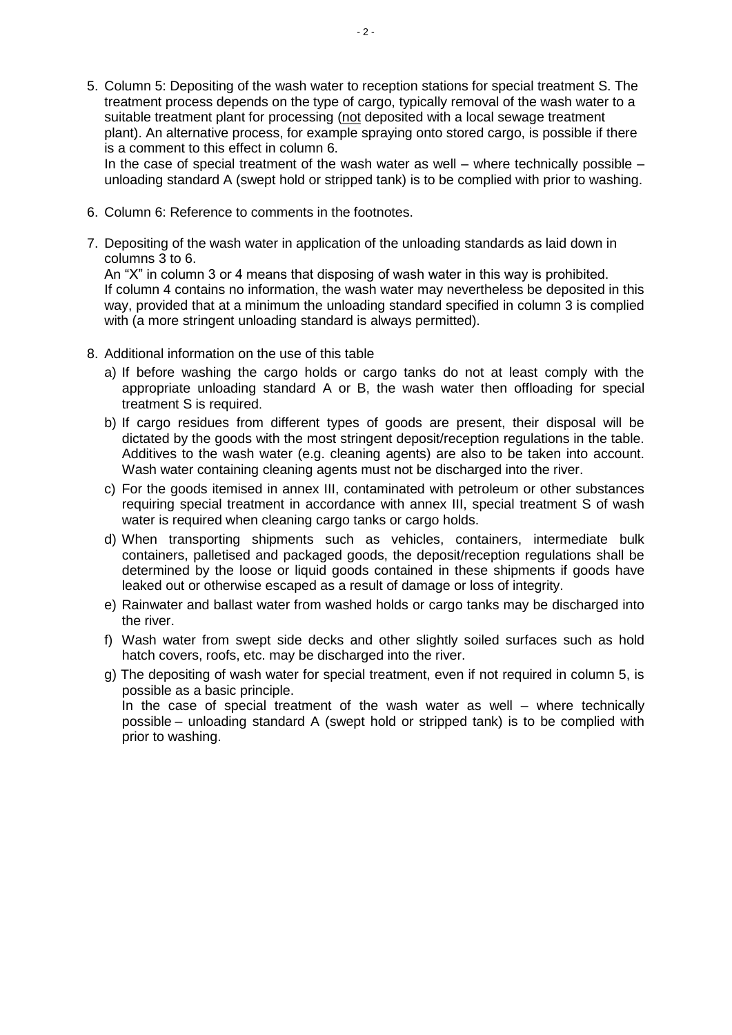5. Column 5: Depositing of the wash water to reception stations for special treatment S. The treatment process depends on the type of cargo, typically removal of the wash water to a suitable treatment plant for processing (not deposited with a local sewage treatment plant). An alternative process, for example spraying onto stored cargo, is possible if there is a comment to this effect in column 6.
   In the case of special treatment of the wash water as well – where technically possible – unloading standard A (swept hold or stripped tank) is to be complied with prior to washing.

6. Column 6: Reference to comments in the footnotes.

7. Depositing of the wash water in application of the unloading standards as laid down in columns 3 to 6.
   An “X” in column 3 or 4 means that disposing of wash water in this way is prohibited.
   If column 4 contains no information, the wash water may nevertheless be deposited in this way, provided that at a minimum the unloading standard specified in column 3 is complied with (a more stringent unloading standard is always permitted).

8. Additional information on the use of this table
   a) If before washing the cargo holds or cargo tanks do not at least comply with the appropriate unloading standard A or B, the wash water then offloading for special treatment S is required.
   b) If cargo residues from different types of goods are present, their disposal will be dictated by the goods with the most stringent deposit/reception regulations in the table. Additives to the wash water (e.g. cleaning agents) are also to be taken into account. Wash water containing cleaning agents must not be discharged into the river.
   c) For the goods itemised in annex III, contaminated with petroleum or other substances requiring special treatment in accordance with annex III, special treatment S of wash water is required when cleaning cargo tanks or cargo holds.
   d) When transporting shipments such as vehicles, containers, intermediate bulk containers, palletised and packaged goods, the deposit/reception regulations shall be determined by the loose or liquid goods contained in these shipments if goods have leaked out or otherwise escaped as a result of damage or loss of integrity.
   e) Rainwater and ballast water from washed holds or cargo tanks may be discharged into the river.
   f) Wash water from swept side decks and other slightly soiled surfaces such as hold hatch covers, roofs, etc. may be discharged into the river.
   g) The depositing of wash water for special treatment, even if not required in column 5, is possible as a basic principle.
      In the case of special treatment of the wash water as well – where technically possible – unloading standard A (swept hold or stripped tank) is to be complied with prior to washing.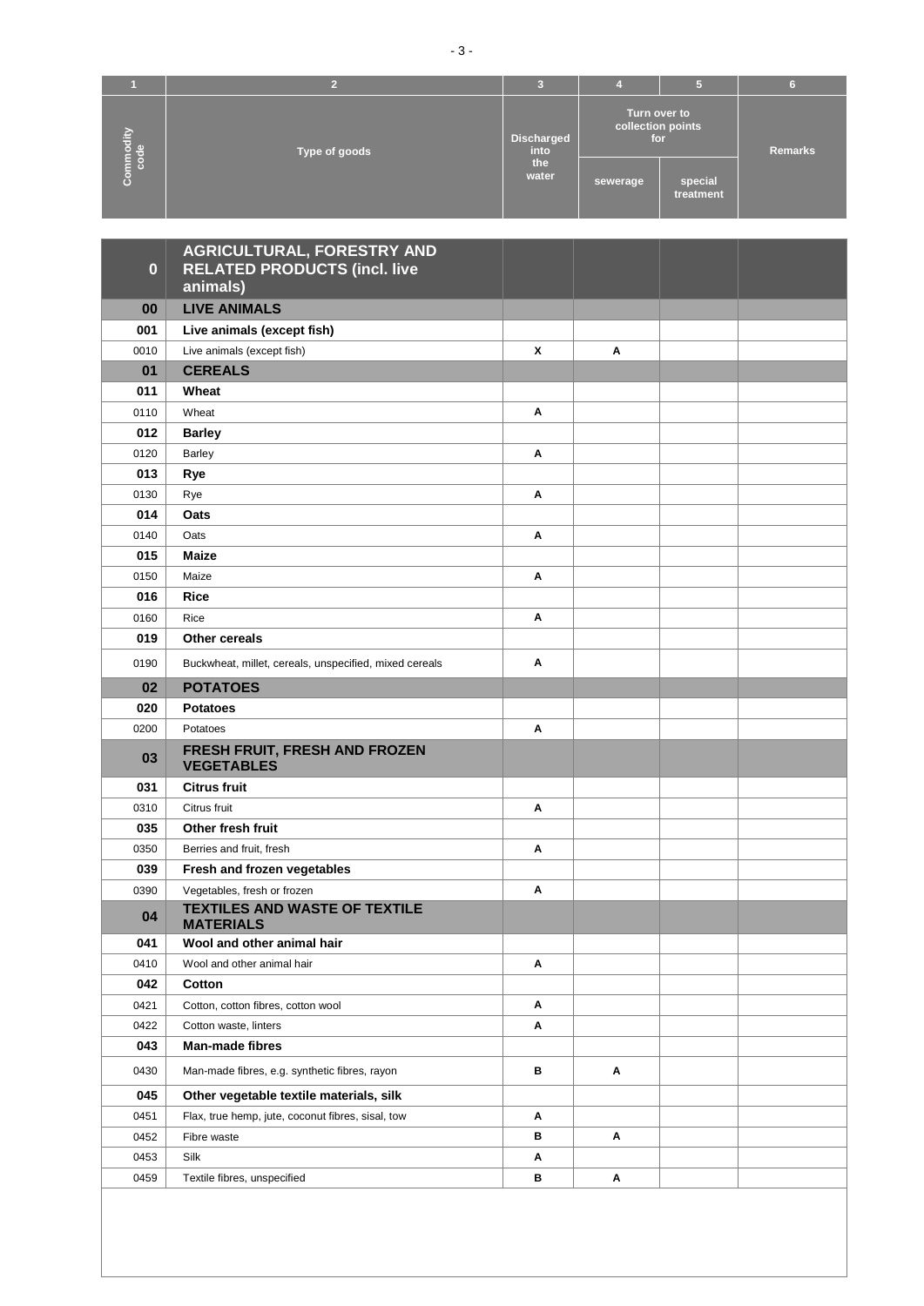| 1 | 2 | 3 | 4 | 5 | 6 |
|---|---|---|---|---|---|
| Commodity code | Type of goods | Discharged into the water | Turn over to collection points for | | Remarks |
| | | | sewerage | special treatment | |
| **0** | **AGRICULTURAL, FORESTRY AND RELATED PRODUCTS (incl. live animals)** | | | | |
| **00** | **LIVE ANIMALS** | | | | |
| **001** | **Live animals (except fish)** | | | | |
| 0010 | Live animals (except fish) | X | A | | |
| **01** | **CEREALS** | | | | |
| **011** | **Wheat** | | | | |
| 0110 | Wheat | A | | | |
| **012** | **Barley** | | | | |
| 0120 | Barley | A | | | |
| **013** | **Rye** | | | | |
| 0130 | Rye | A | | | |
| **014** | **Oats** | | | | |
| 0140 | Oats | A | | | |
| **015** | **Maize** | | | | |
| 0150 | Maize | A | | | |
| **016** | **Rice** | | | | |
| 0160 | Rice | A | | | |
| **019** | **Other cereals** | | | | |
| 0190 | Buckwheat, millet, cereals, unspecified, mixed cereals | A | | | |
| **02** | **POTATOES** | | | | |
| **020** | **Potatoes** | | | | |
| 0200 | Potatoes | A | | | |
| **03** | **FRESH FRUIT, FRESH AND FROZEN VEGETABLES** | | | | |
| **031** | **Citrus fruit** | | | | |
| 0310 | Citrus fruit | A | | | |
| **035** | **Other fresh fruit** | | | | |
| 0350 | Berries and fruit, fresh | A | | | |
| **039** | **Fresh and frozen vegetables** | | | | |
| 0390 | Vegetables, fresh or frozen | A | | | |
| **04** | **TEXTILES AND WASTE OF TEXTILE MATERIALS** | | | | |
| **041** | **Wool and other animal hair** | | | | |
| 0410 | Wool and other animal hair | A | | | |
| **042** | **Cotton** | | | | |
| 0421 | Cotton, cotton fibres, cotton wool | A | | | |
| 0422 | Cotton waste, linters | A | | | |
| **043** | **Man-made fibres** | | | | |
| 0430 | Man-made fibres, e.g. synthetic fibres, rayon | B | A | | |
| **045** | **Other vegetable textile materials, silk** | | | | |
| 0451 | Flax, true hemp, jute, coconut fibres, sisal, tow | A | | | |
| 0452 | Fibre waste | B | A | | |
| 0453 | Silk | A | | | |
| 0459 | Textile fibres, unspecified | B | A | | |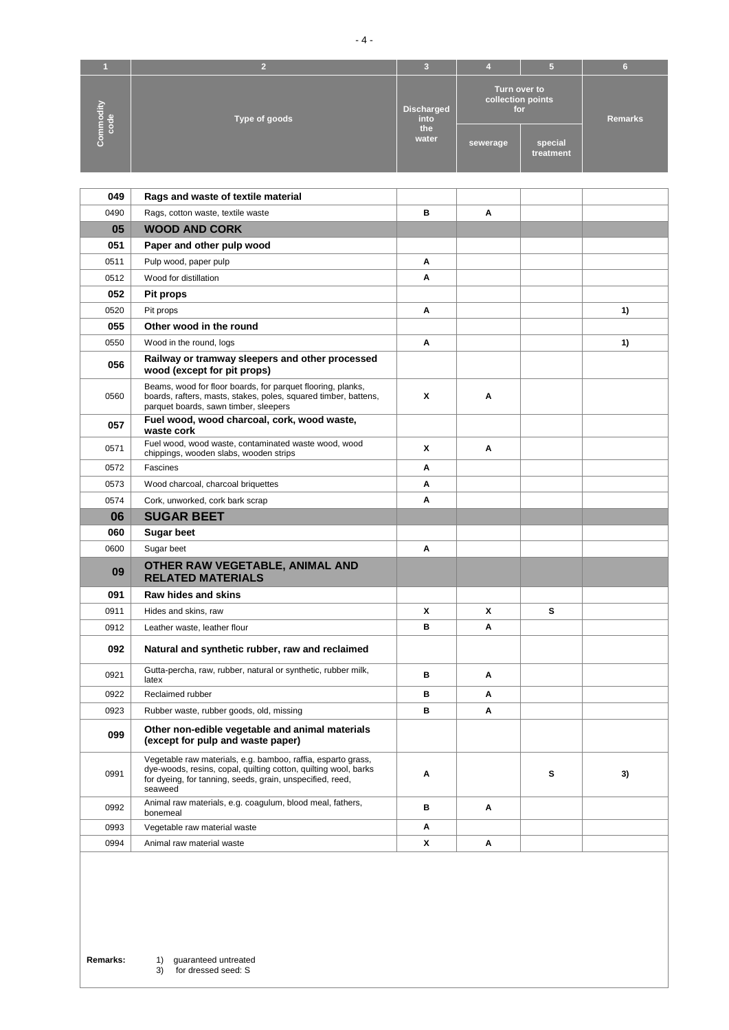| 1 | 2 | 3 | 4 | 5 | 6 |
|---|---|---|---|---|---|
| Commodity code | Type of goods | Discharged into the water | Turn over to collection points for | | Remarks |
| | | | sewerage | special treatment | |
| **049** | **Rags and waste of textile material** | | | | |
| 0490 | Rags, cotton waste, textile waste | **B** | **A** | | |
| **05** | **WOOD AND CORK** | | | | |
| **051** | **Paper and other pulp wood** | | | | |
| 0511 | Pulp wood, paper pulp | **A** | | | |
| 0512 | Wood for distillation | **A** | | | |
| **052** | **Pit props** | | | | |
| 0520 | Pit props | **A** | | | **1)** |
| **055** | **Other wood in the round** | | | | |
| 0550 | Wood in the round, logs | **A** | | | **1)** |
| **056** | **Railway or tramway sleepers and other processed wood (except for pit props)** | | | | |
| 0560 | Beams, wood for floor boards, for parquet flooring, planks, boards, rafters, masts, stakes, poles, squared timber, battens, parquet boards, sawn timber, sleepers | **X** | **A** | | |
| **057** | **Fuel wood, wood charcoal, cork, wood waste, waste cork** | | | | |
| 0571 | Fuel wood, wood waste, contaminated waste wood, wood chippings, wooden slabs, wooden strips | **X** | **A** | | |
| 0572 | Fascines | **A** | | | |
| 0573 | Wood charcoal, charcoal briquettes | **A** | | | |
| 0574 | Cork, unworked, cork bark scrap | **A** | | | |
| **06** | **SUGAR BEET** | | | | |
| **060** | **Sugar beet** | | | | |
| 0600 | Sugar beet | **A** | | | |
| **09** | **OTHER RAW VEGETABLE, ANIMAL AND RELATED MATERIALS** | | | | |
| **091** | **Raw hides and skins** | | | | |
| 0911 | Hides and skins, raw | **X** | **X** | **S** | |
| 0912 | Leather waste, leather flour | **B** | **A** | | |
| **092** | **Natural and synthetic rubber, raw and reclaimed** | | | | |
| 0921 | Gutta-percha, raw, rubber, natural or synthetic, rubber milk, latex | **B** | **A** | | |
| 0922 | Reclaimed rubber | **B** | **A** | | |
| 0923 | Rubber waste, rubber goods, old, missing | **B** | **A** | | |
| **099** | **Other non-edible vegetable and animal materials (except for pulp and waste paper)** | | | | |
| 0991 | Vegetable raw materials, e.g. bamboo, raffia, esparto grass, dye-woods, resins, copal, quilting cotton, quilting wool, barks for dyeing, for tanning, seeds, grain, unspecified, reed, seaweed | **A** | | **S** | **3)** |
| 0992 | Animal raw materials, e.g. coagulum, blood meal, fathers, bonemeal | **B** | **A** | | |
| 0993 | Vegetable raw material waste | **A** | | | |
| 0994 | Animal raw material waste | **X** | **A** | | |

**Remarks:**
1) guaranteed untreated
3) for dressed seed: S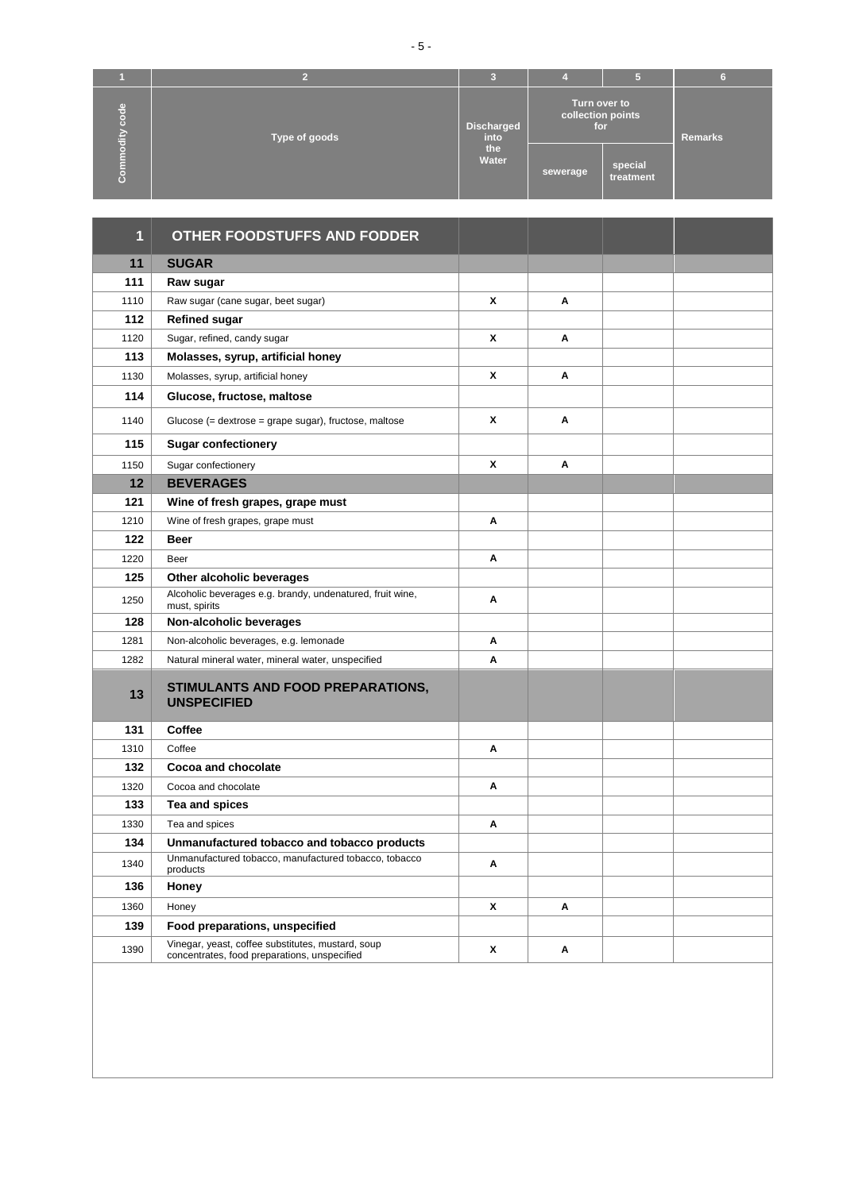| 1 | 2 | 3 | 4 | 5 | 6 |
|---|---|---|---|---|---|
| Commodity code | Type of goods | Discharged into the Water | Turn over to collection points for | | Remarks |
| | | | sewerage | special treatment | |
| **1** | **OTHER FOODSTUFFS AND FODDER** | | | | |
| **11** | **SUGAR** | | | | |
| **111** | **Raw sugar** | | | | |
| 1110 | Raw sugar (cane sugar, beet sugar) | X | A | | |
| **112** | **Refined sugar** | | | | |
| 1120 | Sugar, refined, candy sugar | X | A | | |
| **113** | **Molasses, syrup, artificial honey** | | | | |
| 1130 | Molasses, syrup, artificial honey | X | A | | |
| **114** | **Glucose, fructose, maltose** | | | | |
| 1140 | Glucose (= dextrose = grape sugar), fructose, maltose | X | A | | |
| **115** | **Sugar confectionery** | | | | |
| 1150 | Sugar confectionery | X | A | | |
| **12** | **BEVERAGES** | | | | |
| **121** | **Wine of fresh grapes, grape must** | | | | |
| 1210 | Wine of fresh grapes, grape must | A | | | |
| **122** | **Beer** | | | | |
| 1220 | Beer | A | | | |
| **125** | **Other alcoholic beverages** | | | | |
| 1250 | Alcoholic beverages e.g. brandy, undenatured, fruit wine, must, spirits | A | | | |
| **128** | **Non-alcoholic beverages** | | | | |
| 1281 | Non-alcoholic beverages, e.g. lemonade | A | | | |
| 1282 | Natural mineral water, mineral water, unspecified | A | | | |
| **13** | **STIMULANTS AND FOOD PREPARATIONS, UNSPECIFIED** | | | | |
| **131** | **Coffee** | | | | |
| 1310 | Coffee | A | | | |
| **132** | **Cocoa and chocolate** | | | | |
| 1320 | Cocoa and chocolate | A | | | |
| **133** | **Tea and spices** | | | | |
| 1330 | Tea and spices | A | | | |
| **134** | **Unmanufactured tobacco and tobacco products** | | | | |
| 1340 | Unmanufactured tobacco, manufactured tobacco, tobacco products | A | | | |
| **136** | **Honey** | | | | |
| 1360 | Honey | X | A | | |
| **139** | **Food preparations, unspecified** | | | | |
| 1390 | Vinegar, yeast, coffee substitutes, mustard, soup concentrates, food preparations, unspecified | X | A | | |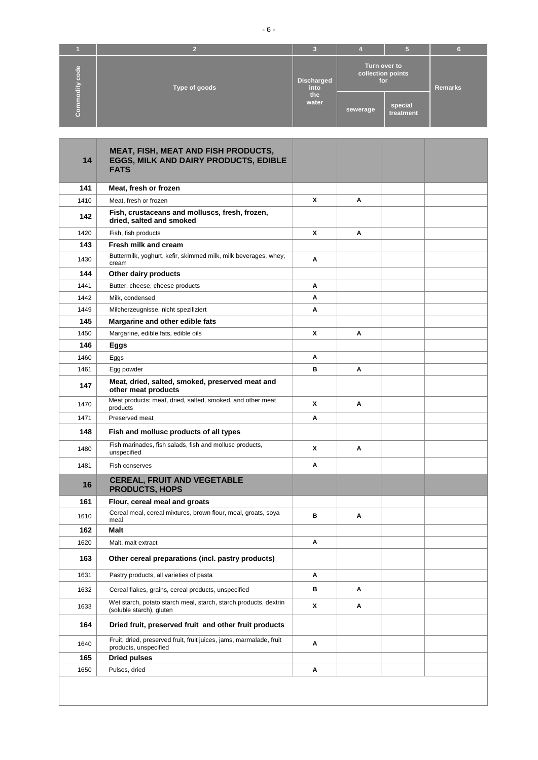| 1 | 2 | 3 | 4 | 5 | 6 |
|---|---|---|---|---|---|
| Commodity code | Type of goods | Discharged into the water | Turn over to collection points for | | Remarks |
| | | | sewerage | special treatment | |
| **14** | **MEAT, FISH, MEAT AND FISH PRODUCTS, EGGS, MILK AND DAIRY PRODUCTS, EDIBLE FATS** | | | | |
| **141** | **Meat, fresh or frozen** | | | | |
| 1410 | Meat, fresh or frozen | X | A | | |
| **142** | **Fish, crustaceans and molluscs, fresh, frozen, dried, salted and smoked** | | | | |
| 1420 | Fish, fish products | X | A | | |
| **143** | **Fresh milk and cream** | | | | |
| 1430 | Buttermilk, yoghurt, kefir, skimmed milk, milk beverages, whey, cream | A | | | |
| **144** | **Other dairy products** | | | | |
| 1441 | Butter, cheese, cheese products | A | | | |
| 1442 | Milk, condensed | A | | | |
| 1449 | Milcherzeugnisse, nicht spezifiziert | A | | | |
| **145** | **Margarine and other edible fats** | | | | |
| 1450 | Margarine, edible fats, edible oils | X | A | | |
| **146** | **Eggs** | | | | |
| 1460 | Eggs | A | | | |
| 1461 | Egg powder | B | A | | |
| **147** | **Meat, dried, salted, smoked, preserved meat and other meat products** | | | | |
| 1470 | Meat products: meat, dried, salted, smoked, and other meat products | X | A | | |
| 1471 | Preserved meat | A | | | |
| **148** | **Fish and mollusc products of all types** | | | | |
| 1480 | Fish marinades, fish salads, fish and mollusc products, unspecified | X | A | | |
| 1481 | Fish conserves | A | | | |
| **16** | **CEREAL, FRUIT AND VEGETABLE PRODUCTS, HOPS** | | | | |
| **161** | **Flour, cereal meal and groats** | | | | |
| 1610 | Cereal meal, cereal mixtures, brown flour, meal, groats, soya meal | B | A | | |
| **162** | **Malt** | | | | |
| 1620 | Malt, malt extract | A | | | |
| **163** | **Other cereal preparations (incl. pastry products)** | | | | |
| 1631 | Pastry products, all varieties of pasta | A | | | |
| 1632 | Cereal flakes, grains, cereal products, unspecified | B | A | | |
| 1633 | Wet starch, potato starch meal, starch, starch products, dextrin (soluble starch), gluten | X | A | | |
| **164** | **Dried fruit, preserved fruit and other fruit products** | | | | |
| 1640 | Fruit, dried, preserved fruit, fruit juices, jams, marmalade, fruit products, unspecified | A | | | |
| **165** | **Dried pulses** | | | | |
| 1650 | Pulses, dried | A | | | |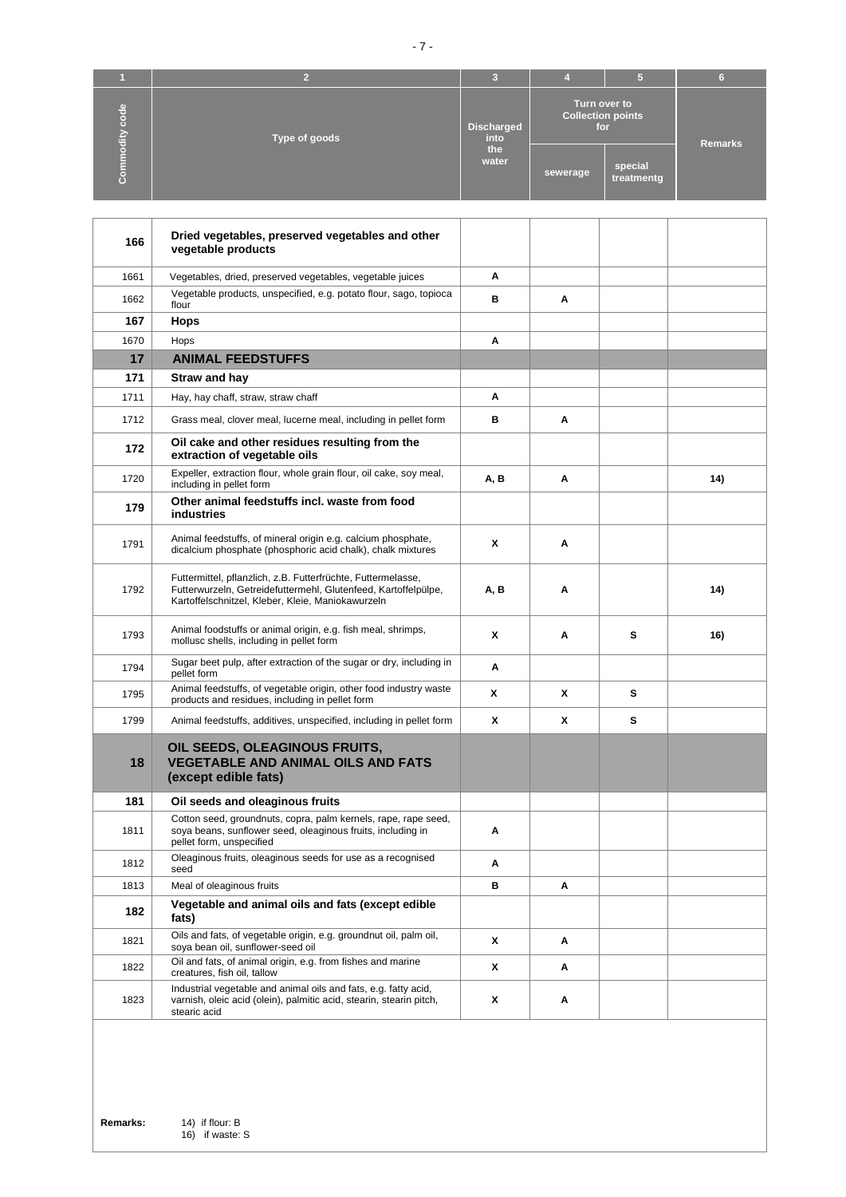| 1 | 2 | 3 | 4 | 5 | 6 |
|---|---|---|---|---|---|
| Commodity code | Type of goods | Discharged into the water | Turn over to Collection points for | | Remarks |
| | | | sewerage | special treatmentg | |
| **166** | **Dried vegetables, preserved vegetables and other vegetable products** | | | | |
| 1661 | Vegetables, dried, preserved vegetables, vegetable juices | A | | | |
| 1662 | Vegetable products, unspecified, e.g. potato flour, sago, topioca flour | B | A | | |
| **167** | **Hops** | | | | |
| 1670 | Hops | A | | | |
| **17** | **ANIMAL FEEDSTUFFS** | | | | |
| **171** | **Straw and hay** | | | | |
| 1711 | Hay, hay chaff, straw, straw chaff | A | | | |
| 1712 | Grass meal, clover meal, lucerne meal, including in pellet form | B | A | | |
| **172** | **Oil cake and other residues resulting from the extraction of vegetable oils** | | | | |
| 1720 | Expeller, extraction flour, whole grain flour, oil cake, soy meal, including in pellet form | A, B | A | | 14) |
| **179** | **Other animal feedstuffs incl. waste from food industries** | | | | |
| 1791 | Animal feedstuffs, of mineral origin e.g. calcium phosphate, dicalcium phosphate (phosphoric acid chalk), chalk mixtures | X | A | | |
| 1792 | Futtermittel, pflanzlich, z.B. Futterfrüchte, Futtermelasse, Futterwurzeln, Getreidefuttermehl, Glutenfeed, Kartoffelpülpe, Kartoffelschnitzel, Kleber, Kleie, Maniokawurzeln | A, B | A | | 14) |
| 1793 | Animal foodstuffs or animal origin, e.g. fish meal, shrimps, mollusc shells, including in pellet form | X | A | S | 16) |
| 1794 | Sugar beet pulp, after extraction of the sugar or dry, including in pellet form | A | | | |
| 1795 | Animal feedstuffs, of vegetable origin, other food industry waste products and residues, including in pellet form | X | X | S | |
| 1799 | Animal feedstuffs, additives, unspecified, including in pellet form | X | X | S | |
| **18** | **OIL SEEDS, OLEAGINOUS FRUITS, VEGETABLE AND ANIMAL OILS AND FATS (except edible fats)** | | | | |
| **181** | **Oil seeds and oleaginous fruits** | | | | |
| 1811 | Cotton seed, groundnuts, copra, palm kernels, rape, rape seed, soya beans, sunflower seed, oleaginous fruits, including in pellet form, unspecified | A | | | |
| 1812 | Oleaginous fruits, oleaginous seeds for use as a recognised seed | A | | | |
| 1813 | Meal of oleaginous fruits | B | A | | |
| **182** | **Vegetable and animal oils and fats (except edible fats)** | | | | |
| 1821 | Oils and fats, of vegetable origin, e.g. groundnut oil, palm oil, soya bean oil, sunflower-seed oil | X | A | | |
| 1822 | Oil and fats, of animal origin, e.g. from fishes and marine creatures, fish oil, tallow | X | A | | |
| 1823 | Industrial vegetable and animal oils and fats, e.g. fatty acid, varnish, oleic acid (olein), palmitic acid, stearin, stearin pitch, stearic acid | X | A | | |

**Remarks:**
14) if flour: B
16) if waste: S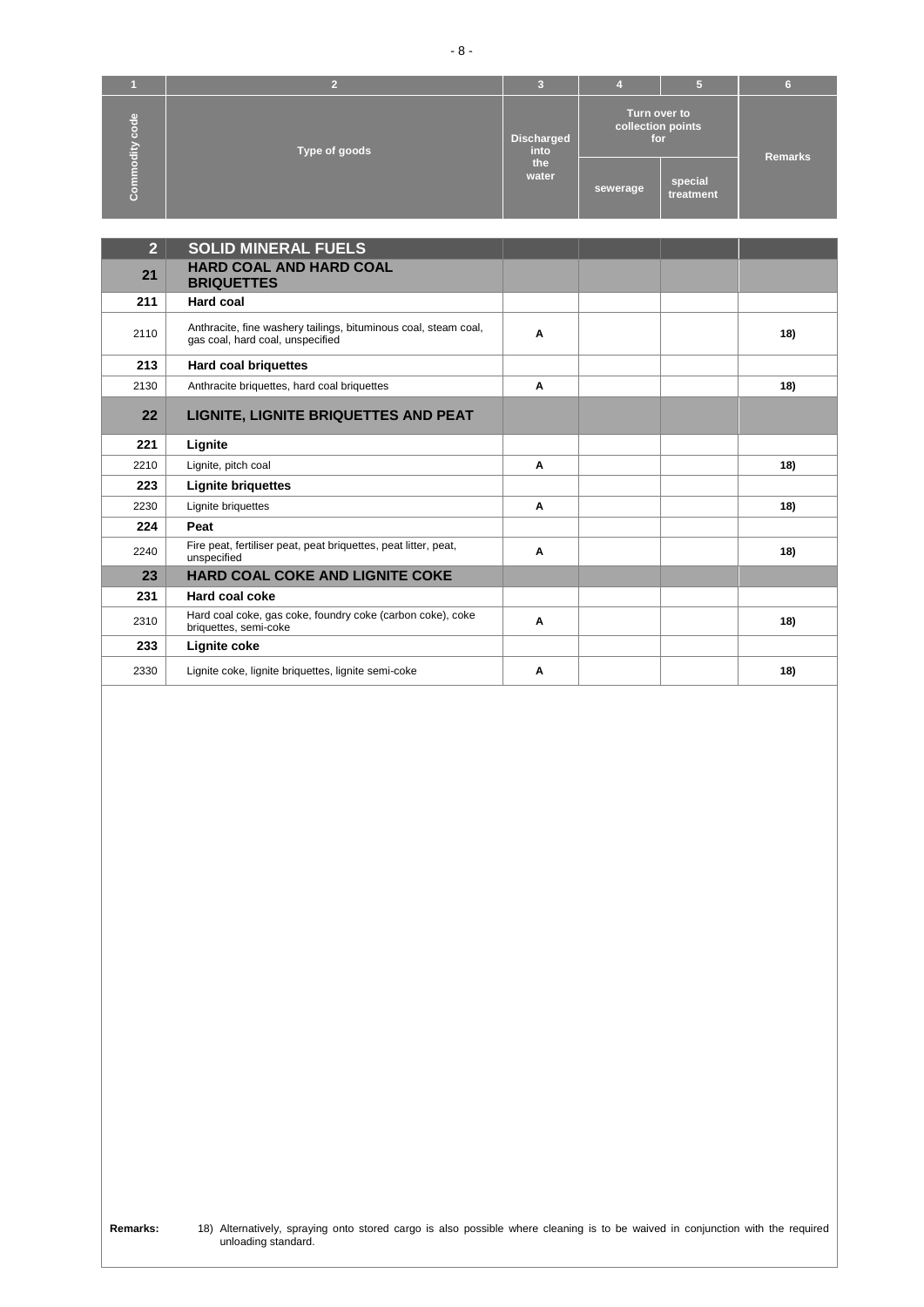| 1 | 2 | 3 | 4 | 5 | 6 |
|---|---|---|---|---|---|
| Commodity code | Type of goods | Discharged into the water | Turn over to collection points for | | Remarks |
| | | | sewerage | special treatment | |
| **2** | **SOLID MINERAL FUELS** | | | | |
| **21** | **HARD COAL AND HARD COAL BRIQUETTES** | | | | |
| **211** | **Hard coal** | | | | |
| 2110 | Anthracite, fine washery tailings, bituminous coal, steam coal, gas coal, hard coal, unspecified | **A** | | | **18)** |
| **213** | **Hard coal briquettes** | | | | |
| 2130 | Anthracite briquettes, hard coal briquettes | **A** | | | **18)** |
| **22** | **LIGNITE, LIGNITE BRIQUETTES AND PEAT** | | | | |
| **221** | **Lignite** | | | | |
| 2210 | Lignite, pitch coal | **A** | | | **18)** |
| **223** | **Lignite briquettes** | | | | |
| 2230 | Lignite briquettes | **A** | | | **18)** |
| **224** | **Peat** | | | | |
| 2240 | Fire peat, fertiliser peat, peat briquettes, peat litter, peat, unspecified | **A** | | | **18)** |
| **23** | **HARD COAL COKE AND LIGNITE COKE** | | | | |
| **231** | **Hard coal coke** | | | | |
| 2310 | Hard coal coke, gas coke, foundry coke (carbon coke), coke briquettes, semi-coke | **A** | | | **18)** |
| **233** | **Lignite coke** | | | | |
| 2330 | Lignite coke, lignite briquettes, lignite semi-coke | **A** | | | **18)** |

**Remarks:** 18) Alternatively, spraying onto stored cargo is also possible where cleaning is to be waived in conjunction with the required unloading standard.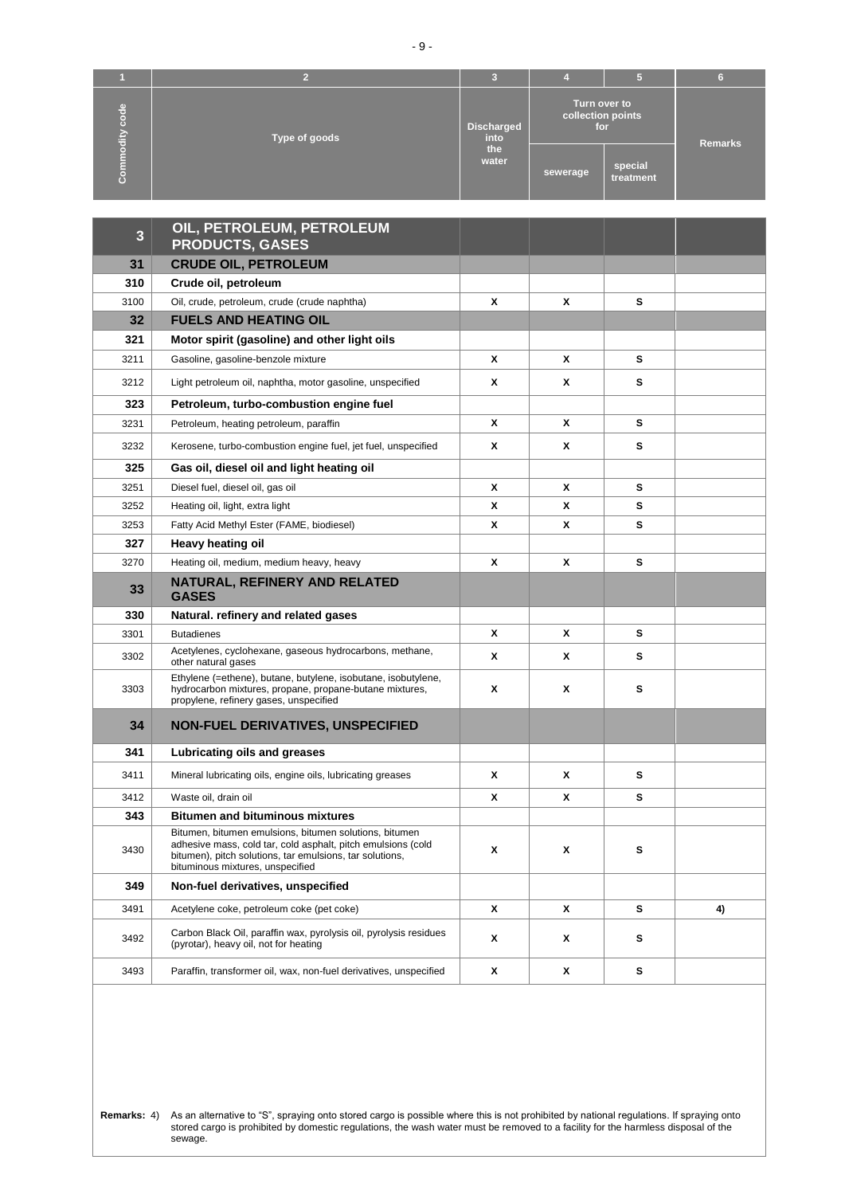| 1 | 2 | 3 | 4 | 5 | 6 |
|---|---|---|---|---|---|
| Commodity code | Type of goods | Discharged into the water | Turn over to collection points for | | Remarks |
| | | | sewerage | special treatment | |
| **3** | **OIL, PETROLEUM, PETROLEUM PRODUCTS, GASES** | | | | |
| **31** | **CRUDE OIL, PETROLEUM** | | | | |
| **310** | **Crude oil, petroleum** | | | | |
| 3100 | Oil, crude, petroleum, crude (crude naphtha) | X | X | S | |
| **32** | **FUELS AND HEATING OIL** | | | | |
| **321** | **Motor spirit (gasoline) and other light oils** | | | | |
| 3211 | Gasoline, gasoline-benzole mixture | X | X | S | |
| 3212 | Light petroleum oil, naphtha, motor gasoline, unspecified | X | X | S | |
| **323** | **Petroleum, turbo-combustion engine fuel** | | | | |
| 3231 | Petroleum, heating petroleum, paraffin | X | X | S | |
| 3232 | Kerosene, turbo-combustion engine fuel, jet fuel, unspecified | X | X | S | |
| **325** | **Gas oil, diesel oil and light heating oil** | | | | |
| 3251 | Diesel fuel, diesel oil, gas oil | X | X | S | |
| 3252 | Heating oil, light, extra light | X | X | S | |
| 3253 | Fatty Acid Methyl Ester (FAME, biodiesel) | X | X | S | |
| **327** | **Heavy heating oil** | | | | |
| 3270 | Heating oil, medium, medium heavy, heavy | X | X | S | |
| **33** | **NATURAL, REFINERY AND RELATED GASES** | | | | |
| **330** | **Natural. refinery and related gases** | | | | |
| 3301 | Butadienes | X | X | S | |
| 3302 | Acetylenes, cyclohexane, gaseous hydrocarbons, methane, other natural gases | X | X | S | |
| 3303 | Ethylene (=ethene), butane, butylene, isobutane, isobutylene, hydrocarbon mixtures, propane, propane-butane mixtures, propylene, refinery gases, unspecified | X | X | S | |
| **34** | **NON-FUEL DERIVATIVES, UNSPECIFIED** | | | | |
| **341** | **Lubricating oils and greases** | | | | |
| 3411 | Mineral lubricating oils, engine oils, lubricating greases | X | X | S | |
| 3412 | Waste oil, drain oil | X | X | S | |
| **343** | **Bitumen and bituminous mixtures** | | | | |
| 3430 | Bitumen, bitumen emulsions, bitumen solutions, bitumen adhesive mass, cold tar, cold asphalt, pitch emulsions (cold bitumen), pitch solutions, tar emulsions, tar solutions, bituminous mixtures, unspecified | X | X | S | |
| **349** | **Non-fuel derivatives, unspecified** | | | | |
| 3491 | Acetylene coke, petroleum coke (pet coke) | X | X | S | 4) |
| 3492 | Carbon Black Oil, paraffin wax, pyrolysis oil, pyrolysis residues (pyrotar), heavy oil, not for heating | X | X | S | |
| 3493 | Paraffin, transformer oil, wax, non-fuel derivatives, unspecified | X | X | S | |

**Remarks:** 4) As an alternative to "S", spraying onto stored cargo is possible where this is not prohibited by national regulations. If spraying onto stored cargo is prohibited by domestic regulations, the wash water must be removed to a facility for the harmless disposal of the sewage.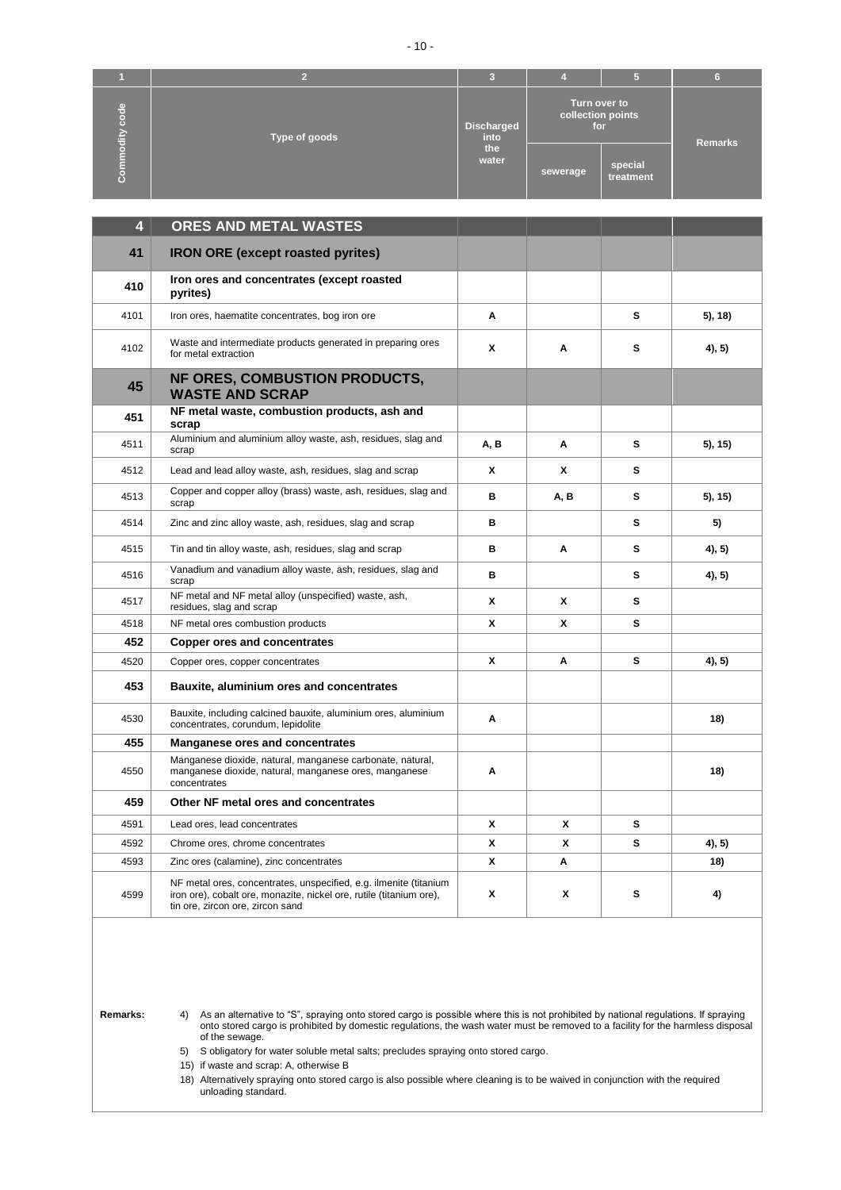| 1 | 2 | 3 | 4 | 5 | 6 |
|---|---|---|---|---|---|
| Commodity code | Type of goods | Discharged into the water | Turn over to collection points for | | Remarks |
| | | | sewerage | special treatment | |
| **4** | **ORES AND METAL WASTES** | | | | |
| **41** | **IRON ORE (except roasted pyrites)** | | | | |
| **410** | **Iron ores and concentrates (except roasted pyrites)** | | | | |
| 4101 | Iron ores, haematite concentrates, bog iron ore | **A** | | **S** | **5), 18)** |
| 4102 | Waste and intermediate products generated in preparing ores for metal extraction | **X** | **A** | **S** | **4), 5)** |
| **45** | **NF ORES, COMBUSTION PRODUCTS, WASTE AND SCRAP** | | | | |
| **451** | **NF metal waste, combustion products, ash and scrap** | | | | |
| 4511 | Aluminium and aluminium alloy waste, ash, residues, slag and scrap | **A, B** | **A** | **S** | **5), 15)** |
| 4512 | Lead and lead alloy waste, ash, residues, slag and scrap | **X** | **X** | **S** | |
| 4513 | Copper and copper alloy (brass) waste, ash, residues, slag and scrap | **B** | **A, B** | **S** | **5), 15)** |
| 4514 | Zinc and zinc alloy waste, ash, residues, slag and scrap | **B** | | **S** | **5)** |
| 4515 | Tin and tin alloy waste, ash, residues, slag and scrap | **B** | **A** | **S** | **4), 5)** |
| 4516 | Vanadium and vanadium alloy waste, ash, residues, slag and scrap | **B** | | **S** | **4), 5)** |
| 4517 | NF metal and NF metal alloy (unspecified) waste, ash, residues, slag and scrap | **X** | **X** | **S** | |
| 4518 | NF metal ores combustion products | **X** | **X** | **S** | |
| **452** | **Copper ores and concentrates** | | | | |
| 4520 | Copper ores, copper concentrates | **X** | **A** | **S** | **4), 5)** |
| **453** | **Bauxite, aluminium ores and concentrates** | | | | |
| 4530 | Bauxite, including calcined bauxite, aluminium ores, aluminium concentrates, corundum, lepidolite | **A** | | | **18)** |
| **455** | **Manganese ores and concentrates** | | | | |
| 4550 | Manganese dioxide, natural, manganese carbonate, natural, manganese dioxide, natural, manganese ores, manganese concentrates | **A** | | | **18)** |
| **459** | **Other NF metal ores and concentrates** | | | | |
| 4591 | Lead ores, lead concentrates | **X** | **X** | **S** | |
| 4592 | Chrome ores, chrome concentrates | **X** | **X** | **S** | **4), 5)** |
| 4593 | Zinc ores (calamine), zinc concentrates | **X** | **A** | | **18)** |
| 4599 | NF metal ores, concentrates, unspecified, e.g. ilmenite (titanium iron ore), cobalt ore, monazite, nickel ore, rutile (titanium ore), tin ore, zircon ore, zircon sand | **X** | **X** | **S** | **4)** |

**Remarks:**

4) As an alternative to "S", spraying onto stored cargo is possible where this is not prohibited by national regulations. If spraying onto stored cargo is prohibited by domestic regulations, the wash water must be removed to a facility for the harmless disposal of the sewage.

5) S obligatory for water soluble metal salts; precludes spraying onto stored cargo.

15) if waste and scrap: A, otherwise B

18) Alternatively spraying onto stored cargo is also possible where cleaning is to be waived in conjunction with the required unloading standard.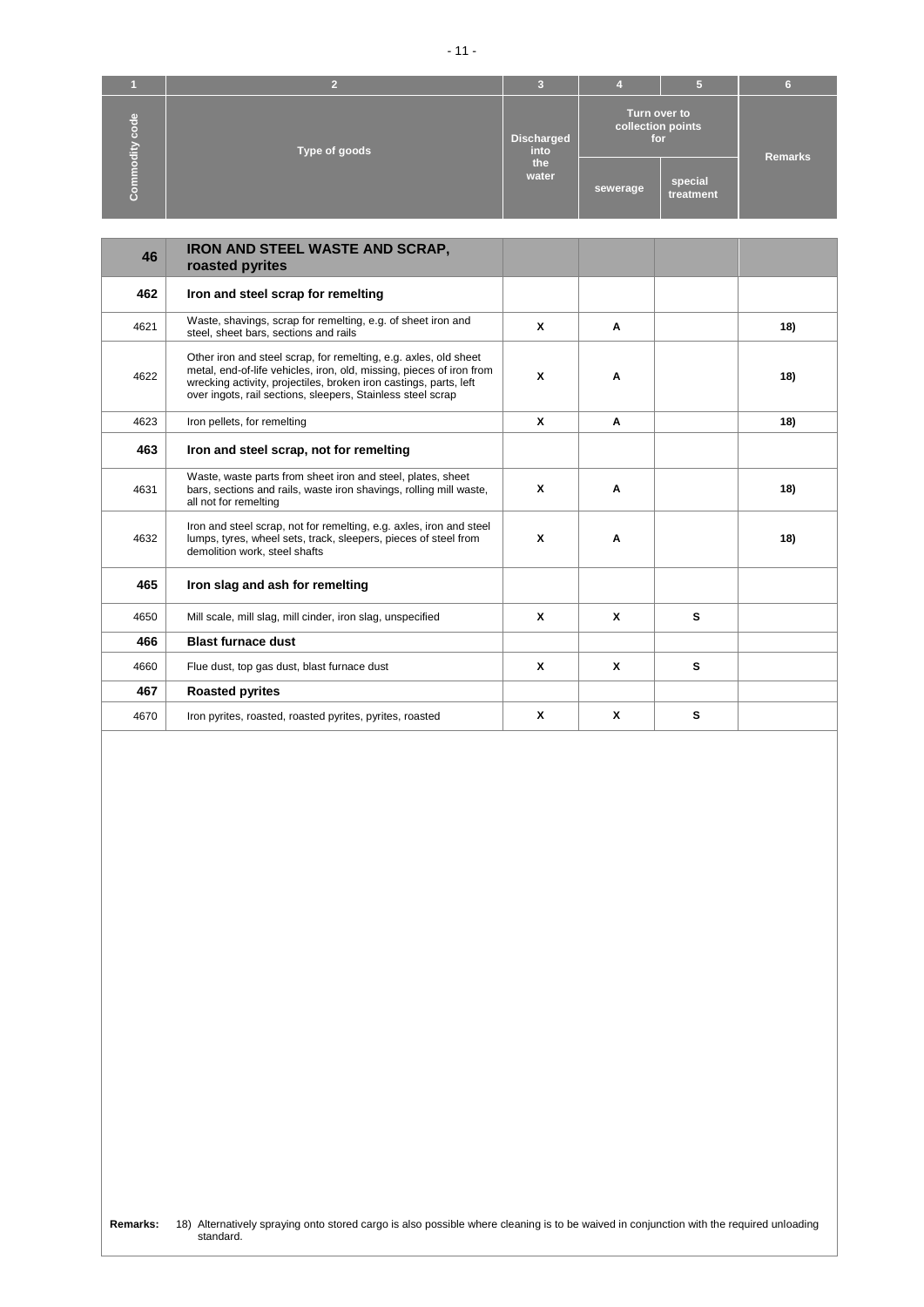| 1 | 2 | 3 | 4 | 5 | 6 |
|---|---|---|---|---|---|
| Commodity code | Type of goods | Discharged into the water | Turn over to collection points for | | Remarks |
| | | | sewerage | special treatment | |
| **46** | **IRON AND STEEL WASTE AND SCRAP, roasted pyrites** | | | | |
| **462** | **Iron and steel scrap for remelting** | | | | |
| 4621 | Waste, shavings, scrap for remelting, e.g. of sheet iron and steel, sheet bars, sections and rails | **X** | **A** | | **18)** |
| 4622 | Other iron and steel scrap, for remelting, e.g. axles, old sheet metal, end-of-life vehicles, iron, old, missing, pieces of iron from wrecking activity, projectiles, broken iron castings, parts, left over ingots, rail sections, sleepers, Stainless steel scrap | **X** | **A** | | **18)** |
| 4623 | Iron pellets, for remelting | **X** | **A** | | **18)** |
| **463** | **Iron and steel scrap, not for remelting** | | | | |
| 4631 | Waste, waste parts from sheet iron and steel, plates, sheet bars, sections and rails, waste iron shavings, rolling mill waste, all not for remelting | **X** | **A** | | **18)** |
| 4632 | Iron and steel scrap, not for remelting, e.g. axles, iron and steel lumps, tyres, wheel sets, track, sleepers, pieces of steel from demolition work, steel shafts | **X** | **A** | | **18)** |
| **465** | **Iron slag and ash for remelting** | | | | |
| 4650 | Mill scale, mill slag, mill cinder, iron slag, unspecified | **X** | **X** | **S** | |
| **466** | **Blast furnace dust** | | | | |
| 4660 | Flue dust, top gas dust, blast furnace dust | **X** | **X** | **S** | |
| **467** | **Roasted pyrites** | | | | |
| 4670 | Iron pyrites, roasted, roasted pyrites, pyrites, roasted | **X** | **X** | **S** | |

**Remarks:** 18) Alternatively spraying onto stored cargo is also possible where cleaning is to be waived in conjunction with the required unloading standard.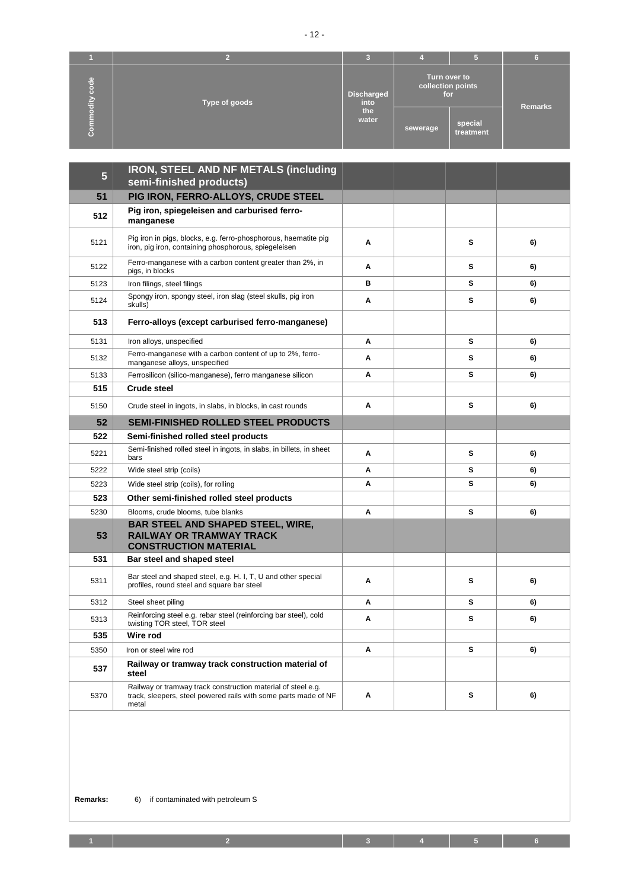| 1 | 2 | 3 | 4 | 5 | 6 |
|---|---|---|---|---|---|
| Commodity code | Type of goods | Discharged into the water | Turn over to collection points for | | Remarks |
| | | | sewerage | special treatment | |
| **5** | **IRON, STEEL AND NF METALS (including semi-finished products)** | | | | |
| **51** | **PIG IRON, FERRO-ALLOYS, CRUDE STEEL** | | | | |
| **512** | **Pig iron, spiegeleisen and carburised ferro-manganese** | | | | |
| 5121 | Pig iron in pigs, blocks, e.g. ferro-phosphorous, haematite pig iron, pig iron, containing phosphorous, spiegeleisen | A | | S | 6) |
| 5122 | Ferro-manganese with a carbon content greater than 2%, in pigs, in blocks | A | | S | 6) |
| 5123 | Iron filings, steel filings | B | | S | 6) |
| 5124 | Spongy iron, spongy steel, iron slag (steel skulls, pig iron skulls) | A | | S | 6) |
| **513** | **Ferro-alloys (except carburised ferro-manganese)** | | | | |
| 5131 | Iron alloys, unspecified | A | | S | 6) |
| 5132 | Ferro-manganese with a carbon content of up to 2%, ferro-manganese alloys, unspecified | A | | S | 6) |
| 5133 | Ferrosilicon (silico-manganese), ferro manganese silicon | A | | S | 6) |
| **515** | **Crude steel** | | | | |
| 5150 | Crude steel in ingots, in slabs, in blocks, in cast rounds | A | | S | 6) |
| **52** | **SEMI-FINISHED ROLLED STEEL PRODUCTS** | | | | |
| **522** | **Semi-finished rolled steel products** | | | | |
| 5221 | Semi-finished rolled steel in ingots, in slabs, in billets, in sheet bars | A | | S | 6) |
| 5222 | Wide steel strip (coils) | A | | S | 6) |
| 5223 | Wide steel strip (coils), for rolling | A | | S | 6) |
| **523** | **Other semi-finished rolled steel products** | | | | |
| 5230 | Blooms, crude blooms, tube blanks | A | | S | 6) |
| **53** | **BAR STEEL AND SHAPED STEEL, WIRE, RAILWAY OR TRAMWAY TRACK CONSTRUCTION MATERIAL** | | | | |
| **531** | **Bar steel and shaped steel** | | | | |
| 5311 | Bar steel and shaped steel, e.g. H. I, T, U and other special profiles, round steel and square bar steel | A | | S | 6) |
| 5312 | Steel sheet piling | A | | S | 6) |
| 5313 | Reinforcing steel e.g. rebar steel (reinforcing bar steel), cold twisting TOR steel, TOR steel | A | | S | 6) |
| **535** | **Wire rod** | | | | |
| 5350 | Iron or steel wire rod | A | | S | 6) |
| **537** | **Railway or tramway track construction material of steel** | | | | |
| 5370 | Railway or tramway track construction material of steel e.g. track, sleepers, steel powered rails with some parts made of NF metal | A | | S | 6) |

**Remarks:** 6) if contaminated with petroleum S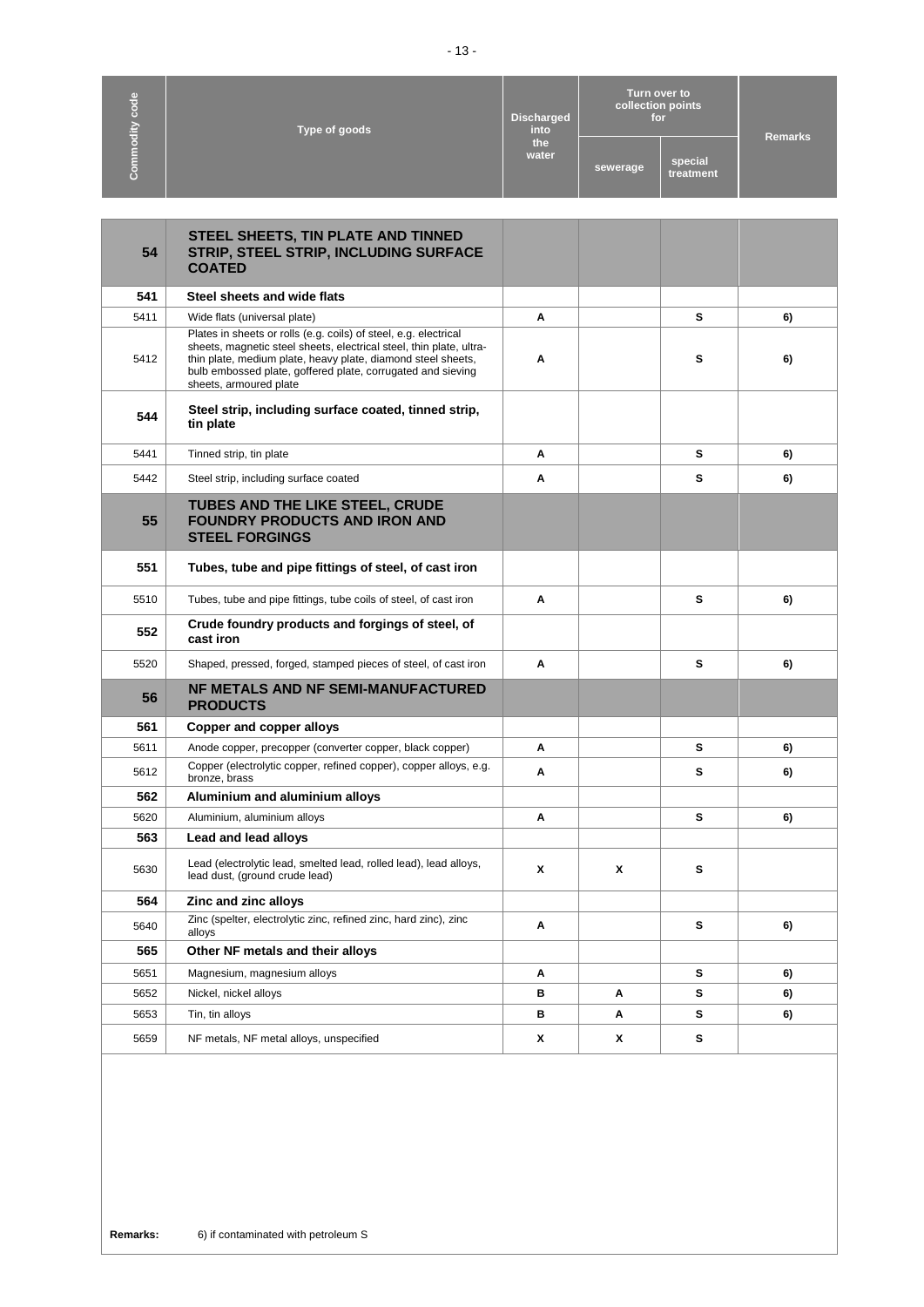| Commodity code | Type of goods | Discharged into the water | Turn over to collection points for | | Remarks |
|---|---|---|---|---|---|
| | | | sewerage | special treatment | |
| **54** | **STEEL SHEETS, TIN PLATE AND TINNED STRIP, STEEL STRIP, INCLUDING SURFACE COATED** | | | | |
| **541** | **Steel sheets and wide flats** | | | | |
| 5411 | Wide flats (universal plate) | **A** | | **S** | **6)** |
| 5412 | Plates in sheets or rolls (e.g. coils) of steel, e.g. electrical sheets, magnetic steel sheets, electrical steel, thin plate, ultra-thin plate, medium plate, heavy plate, diamond steel sheets, bulb embossed plate, goffered plate, corrugated and sieving sheets, armoured plate | **A** | | **S** | **6)** |
| **544** | **Steel strip, including surface coated, tinned strip, tin plate** | | | | |
| 5441 | Tinned strip, tin plate | **A** | | **S** | **6)** |
| 5442 | Steel strip, including surface coated | **A** | | **S** | **6)** |
| **55** | **TUBES AND THE LIKE STEEL, CRUDE FOUNDRY PRODUCTS AND IRON AND STEEL FORGINGS** | | | | |
| **551** | **Tubes, tube and pipe fittings of steel, of cast iron** | | | | |
| 5510 | Tubes, tube and pipe fittings, tube coils of steel, of cast iron | **A** | | **S** | **6)** |
| **552** | **Crude foundry products and forgings of steel, of cast iron** | | | | |
| 5520 | Shaped, pressed, forged, stamped pieces of steel, of cast iron | **A** | | **S** | **6)** |
| **56** | **NF METALS AND NF SEMI-MANUFACTURED PRODUCTS** | | | | |
| **561** | **Copper and copper alloys** | | | | |
| 5611 | Anode copper, precopper (converter copper, black copper) | **A** | | **S** | **6)** |
| 5612 | Copper (electrolytic copper, refined copper), copper alloys, e.g. bronze, brass | **A** | | **S** | **6)** |
| **562** | **Aluminium and aluminium alloys** | | | | |
| 5620 | Aluminium, aluminium alloys | **A** | | **S** | **6)** |
| **563** | **Lead and lead alloys** | | | | |
| 5630 | Lead (electrolytic lead, smelted lead, rolled lead), lead alloys, lead dust, (ground crude lead) | **X** | **X** | **S** | |
| **564** | **Zinc and zinc alloys** | | | | |
| 5640 | Zinc (spelter, electrolytic zinc, refined zinc, hard zinc), zinc alloys | **A** | | **S** | **6)** |
| **565** | **Other NF metals and their alloys** | | | | |
| 5651 | Magnesium, magnesium alloys | **A** | | **S** | **6)** |
| 5652 | Nickel, nickel alloys | **B** | **A** | **S** | **6)** |
| 5653 | Tin, tin alloys | **B** | **A** | **S** | **6)** |
| 5659 | NF metals, NF metal alloys, unspecified | **X** | **X** | **S** | |

**Remarks:** 6) if contaminated with petroleum S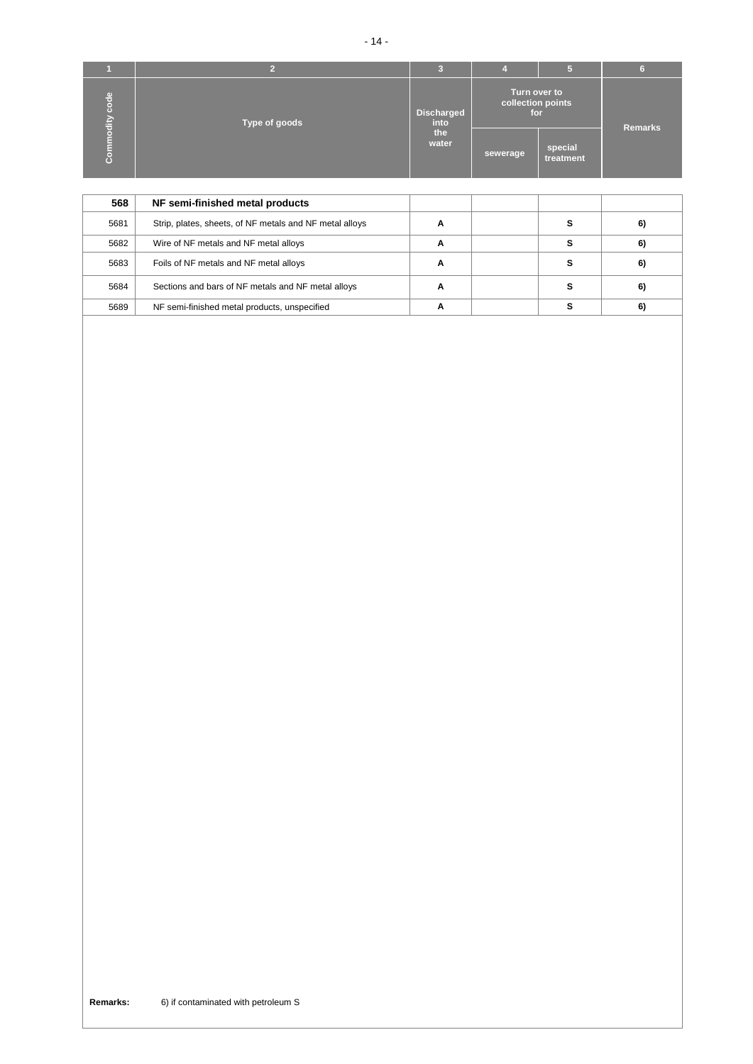| 1 | 2 | 3 | 4 | 5 | 6 |
|---|---|---|---|---|---|
| Commodity code | Type of goods | Discharged into the water | Turn over to collection points for | | Remarks |
| | | | sewerage | special treatment | |
| **568** | **NF semi-finished metal products** | | | | |
| 5681 | Strip, plates, sheets, of NF metals and NF metal alloys | **A** | | **S** | **6)** |
| 5682 | Wire of NF metals and NF metal alloys | **A** | | **S** | **6)** |
| 5683 | Foils of NF metals and NF metal alloys | **A** | | **S** | **6)** |
| 5684 | Sections and bars of NF metals and NF metal alloys | **A** | | **S** | **6)** |
| 5689 | NF semi-finished metal products, unspecified | **A** | | **S** | **6)** |

**Remarks:** 6) if contaminated with petroleum S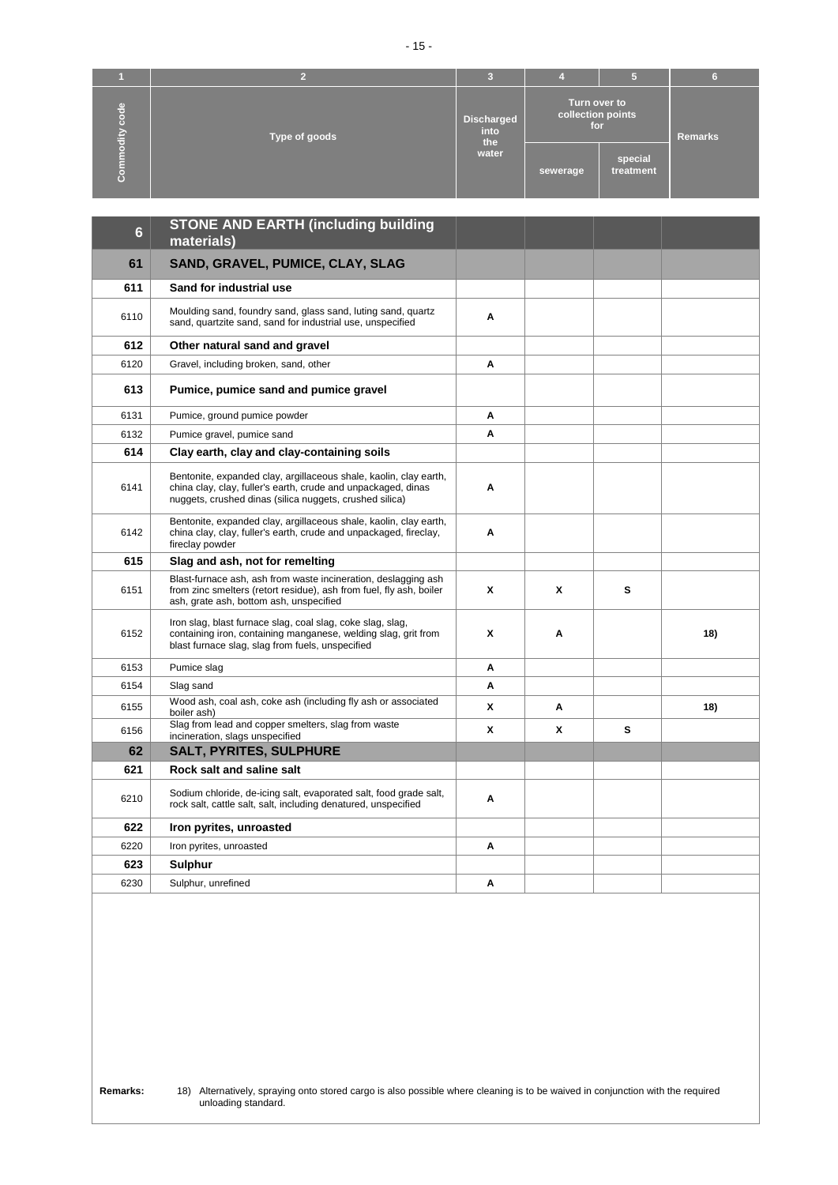| 1 | 2 | 3 | 4 | 5 | 6 |
|---|---|---|---|---|---|
| Commodity code | Type of goods | Discharged into the water | Turn over to collection points for | | Remarks |
| | | | sewerage | special treatment | |
| **6** | **STONE AND EARTH (including building materials)** | | | | |
| **61** | **SAND, GRAVEL, PUMICE, CLAY, SLAG** | | | | |
| **611** | **Sand for industrial use** | | | | |
| 6110 | Moulding sand, foundry sand, glass sand, luting sand, quartz sand, quartzite sand, sand for industrial use, unspecified | **A** | | | |
| **612** | **Other natural sand and gravel** | | | | |
| 6120 | Gravel, including broken, sand, other | **A** | | | |
| **613** | **Pumice, pumice sand and pumice gravel** | | | | |
| 6131 | Pumice, ground pumice powder | **A** | | | |
| 6132 | Pumice gravel, pumice sand | **A** | | | |
| **614** | **Clay earth, clay and clay-containing soils** | | | | |
| 6141 | Bentonite, expanded clay, argillaceous shale, kaolin, clay earth, china clay, clay, fuller's earth, crude and unpackaged, dinas nuggets, crushed dinas (silica nuggets, crushed silica) | **A** | | | |
| 6142 | Bentonite, expanded clay, argillaceous shale, kaolin, clay earth, china clay, clay, fuller's earth, crude and unpackaged, fireclay, fireclay powder | **A** | | | |
| **615** | **Slag and ash, not for remelting** | | | | |
| 6151 | Blast-furnace ash, ash from waste incineration, deslagging ash from zinc smelters (retort residue), ash from fuel, fly ash, boiler ash, grate ash, bottom ash, unspecified | **X** | **X** | **S** | |
| 6152 | Iron slag, blast furnace slag, coal slag, coke slag, slag, containing iron, containing manganese, welding slag, grit from blast furnace slag, slag from fuels, unspecified | **X** | **A** | | **18)** |
| 6153 | Pumice slag | **A** | | | |
| 6154 | Slag sand | **A** | | | |
| 6155 | Wood ash, coal ash, coke ash (including fly ash or associated boiler ash) | **X** | **A** | | **18)** |
| 6156 | Slag from lead and copper smelters, slag from waste incineration, slags unspecified | **X** | **X** | **S** | |
| **62** | **SALT, PYRITES, SULPHURE** | | | | |
| **621** | **Rock salt and saline salt** | | | | |
| 6210 | Sodium chloride, de-icing salt, evaporated salt, food grade salt, rock salt, cattle salt, salt, including denatured, unspecified | **A** | | | |
| **622** | **Iron pyrites, unroasted** | | | | |
| 6220 | Iron pyrites, unroasted | **A** | | | |
| **623** | **Sulphur** | | | | |
| 6230 | Sulphur, unrefined | **A** | | | |

**Remarks:** 18) Alternatively, spraying onto stored cargo is also possible where cleaning is to be waived in conjunction with the required unloading standard.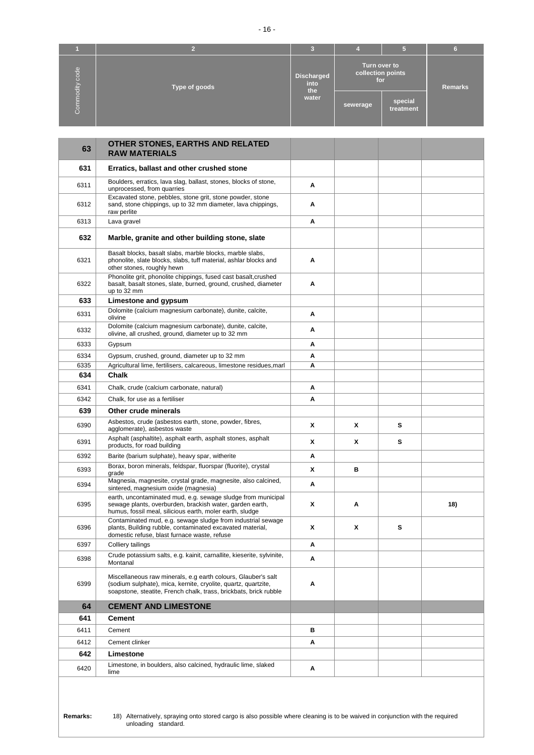| 1 | 2 | 3 | 4 | 5 | 6 |
|---|---|---|---|---|---|
| Commodity code | Type of goods | Discharged into the water | Turn over to collection points for | | Remarks |
| | | | sewerage | special treatment | |
| **63** | **OTHER STONES, EARTHS AND RELATED RAW MATERIALS** | | | | |
| **631** | **Erratics, ballast and other crushed stone** | | | | |
| 6311 | Boulders, erratics, lava slag, ballast, stones, blocks of stone, unprocessed, from quarries | A | | | |
| 6312 | Excavated stone, pebbles, stone grit, stone powder, stone sand, stone chippings, up to 32 mm diameter, lava chippings, raw perlite | A | | | |
| 6313 | Lava gravel | A | | | |
| **632** | **Marble, granite and other building stone, slate** | | | | |
| 6321 | Basalt blocks, basalt slabs, marble blocks, marble slabs, phonolite, slate blocks, slabs, tuff material, ashlar blocks and other stones, roughly hewn | A | | | |
| 6322 | Phonolite grit, phonolite chippings, fused cast basalt,crushed basalt, basalt stones, slate, burned, ground, crushed, diameter up to 32 mm | A | | | |
| **633** | **Limestone and gypsum** | | | | |
| 6331 | Dolomite (calcium magnesium carbonate), dunite, calcite, olivine | A | | | |
| 6332 | Dolomite (calcium magnesium carbonate), dunite, calcite, olivine, all crushed, ground, diameter up to 32 mm | A | | | |
| 6333 | Gypsum | A | | | |
| 6334 | Gypsum, crushed, ground, diameter up to 32 mm | A | | | |
| 6335 | Agricultural lime, fertilisers, calcareous, limestone residues,marl | A | | | |
| **634** | **Chalk** | | | | |
| 6341 | Chalk, crude (calcium carbonate, natural) | A | | | |
| 6342 | Chalk, for use as a fertiliser | A | | | |
| **639** | **Other crude minerals** | | | | |
| 6390 | Asbestos, crude (asbestos earth, stone, powder, fibres, agglomerate), asbestos waste | X | X | S | |
| 6391 | Asphalt (asphaltite), asphalt earth, asphalt stones, asphalt products, for road building | X | X | S | |
| 6392 | Barite (barium sulphate), heavy spar, witherite | A | | | |
| 6393 | Borax, boron minerals, feldspar, fluorspar (fluorite), crystal grade | X | B | | |
| 6394 | Magnesia, magnesite, crystal grade, magnesite, also calcined, sintered, magnesium oxide (magnesia) | A | | | |
| 6395 | earth, uncontaminated mud, e.g. sewage sludge from municipal sewage plants, overburden, brackish water, garden earth, humus, fossil meal, silicious earth, moler earth, sludge | X | A | | 18) |
| 6396 | Contaminated mud, e.g. sewage sludge from industrial sewage plants, Building rubble, contaminated excavated material, domestic refuse, blast furnace waste, refuse | X | X | S | |
| 6397 | Colliery tailings | A | | | |
| 6398 | Crude potassium salts, e.g. kainit, carnallite, kieserite, sylvinite, Montanal | A | | | |
| 6399 | Miscellaneous raw minerals, e.g earth colours, Glauber's salt (sodium sulphate), mica, kernite, cryolite, quartz, quartzite, soapstone, steatite, French chalk, trass, brickbats, brick rubble | A | | | |
| **64** | **CEMENT AND LIMESTONE** | | | | |
| **641** | **Cement** | | | | |
| 6411 | Cement | B | | | |
| 6412 | Cement clinker | A | | | |
| **642** | **Limestone** | | | | |
| 6420 | Limestone, in boulders, also calcined, hydraulic lime, slaked lime | A | | | |

**Remarks:** 18) Alternatively, spraying onto stored cargo is also possible where cleaning is to be waived in conjunction with the required unloading standard.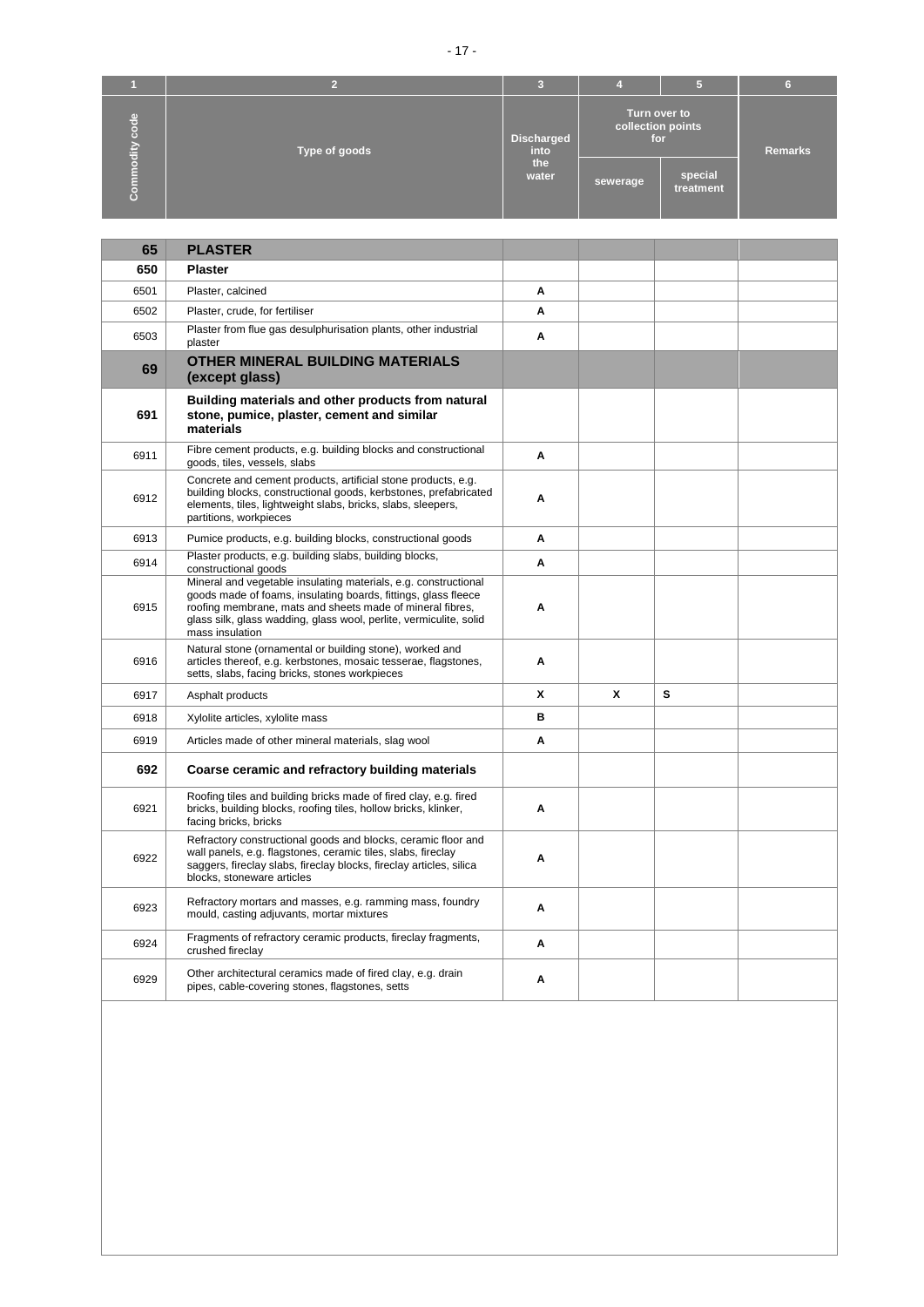| 1 | 2 | 3 | 4 | 5 | 6 |
|---|---|---|---|---|---|
| Commodity code | Type of goods | Discharged into the water | Turn over to collection points for | | Remarks |
| | | | sewerage | special treatment | |
| **65** | **PLASTER** | | | | |
| **650** | **Plaster** | | | | |
| 6501 | Plaster, calcined | **A** | | | |
| 6502 | Plaster, crude, for fertiliser | **A** | | | |
| 6503 | Plaster from flue gas desulphurisation plants, other industrial plaster | **A** | | | |
| **69** | **OTHER MINERAL BUILDING MATERIALS (except glass)** | | | | |
| **691** | **Building materials and other products from natural stone, pumice, plaster, cement and similar materials** | | | | |
| 6911 | Fibre cement products, e.g. building blocks and constructional goods, tiles, vessels, slabs | **A** | | | |
| 6912 | Concrete and cement products, artificial stone products, e.g. building blocks, constructional goods, kerbstones, prefabricated elements, tiles, lightweight slabs, bricks, slabs, sleepers, partitions, workpieces | **A** | | | |
| 6913 | Pumice products, e.g. building blocks, constructional goods | **A** | | | |
| 6914 | Plaster products, e.g. building slabs, building blocks, constructional goods | **A** | | | |
| 6915 | Mineral and vegetable insulating materials, e.g. constructional goods made of foams, insulating boards, fittings, glass fleece roofing membrane, mats and sheets made of mineral fibres, glass silk, glass wadding, glass wool, perlite, vermiculite, solid mass insulation | **A** | | | |
| 6916 | Natural stone (ornamental or building stone), worked and articles thereof, e.g. kerbstones, mosaic tesserae, flagstones, setts, slabs, facing bricks, stones workpieces | **A** | | | |
| 6917 | Asphalt products | **X** | **X** | **S** | |
| 6918 | Xylolite articles, xylolite mass | **B** | | | |
| 6919 | Articles made of other mineral materials, slag wool | **A** | | | |
| **692** | **Coarse ceramic and refractory building materials** | | | | |
| 6921 | Roofing tiles and building bricks made of fired clay, e.g. fired bricks, building blocks, roofing tiles, hollow bricks, klinker, facing bricks, bricks | **A** | | | |
| 6922 | Refractory constructional goods and blocks, ceramic floor and wall panels, e.g. flagstones, ceramic tiles, slabs, fireclay saggers, fireclay slabs, fireclay blocks, fireclay articles, silica blocks, stoneware articles | **A** | | | |
| 6923 | Refractory mortars and masses, e.g. ramming mass, foundry mould, casting adjuvants, mortar mixtures | **A** | | | |
| 6924 | Fragments of refractory ceramic products, fireclay fragments, crushed fireclay | **A** | | | |
| 6929 | Other architectural ceramics made of fired clay, e.g. drain pipes, cable-covering stones, flagstones, setts | **A** | | | |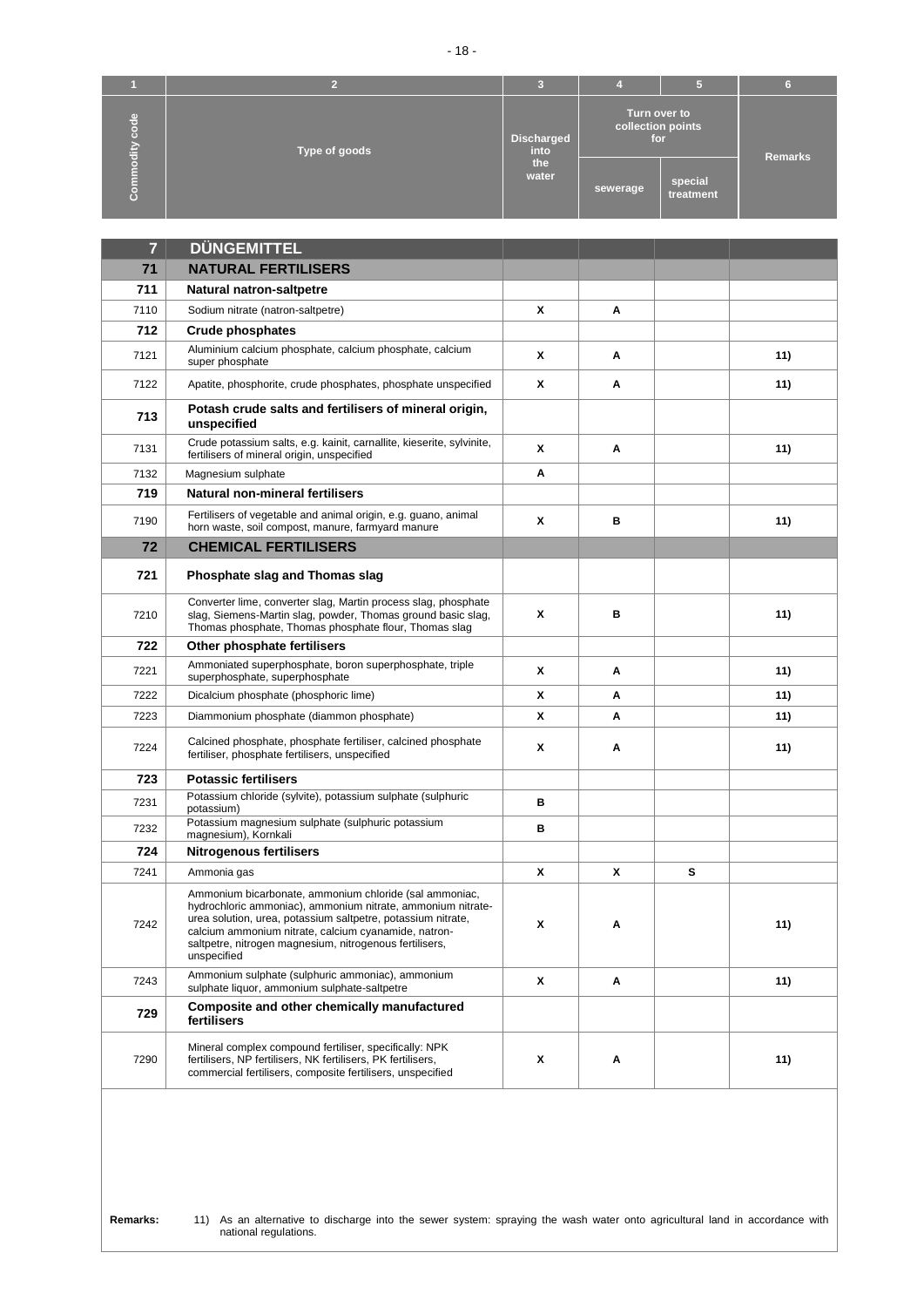| 1 | 2 | 3 | 4 | 5 | 6 |
|---|---|---|---|---|---|
| Commodity code | Type of goods | Discharged into the water | Turn over to collection points for | | Remarks |
| | | | sewerage | special treatment | |
| **7** | **DÜNGEMITTEL** | | | | |
| **71** | **NATURAL FERTILISERS** | | | | |
| **711** | **Natural natron-saltpetre** | | | | |
| 7110 | Sodium nitrate (natron-saltpetre) | **X** | **A** | | |
| **712** | **Crude phosphates** | | | | |
| 7121 | Aluminium calcium phosphate, calcium phosphate, calcium super phosphate | **X** | **A** | | **11)** |
| 7122 | Apatite, phosphorite, crude phosphates, phosphate unspecified | **X** | **A** | | **11)** |
| **713** | **Potash crude salts and fertilisers of mineral origin, unspecified** | | | | |
| 7131 | Crude potassium salts, e.g. kainit, carnallite, kieserite, sylvinite, fertilisers of mineral origin, unspecified | **X** | **A** | | **11)** |
| 7132 | Magnesium sulphate | **A** | | | |
| **719** | **Natural non-mineral fertilisers** | | | | |
| 7190 | Fertilisers of vegetable and animal origin, e.g. guano, animal horn waste, soil compost, manure, farmyard manure | **X** | **B** | | **11)** |
| **72** | **CHEMICAL FERTILISERS** | | | | |
| **721** | **Phosphate slag and Thomas slag** | | | | |
| 7210 | Converter lime, converter slag, Martin process slag, phosphate slag, Siemens-Martin slag, powder, Thomas ground basic slag, Thomas phosphate, Thomas phosphate flour, Thomas slag | **X** | **B** | | **11)** |
| **722** | **Other phosphate fertilisers** | | | | |
| 7221 | Ammoniated superphosphate, boron superphosphate, triple superphosphate, superphosphate | **X** | **A** | | **11)** |
| 7222 | Dicalcium phosphate (phosphoric lime) | **X** | **A** | | **11)** |
| 7223 | Diammonium phosphate (diammon phosphate) | **X** | **A** | | **11)** |
| 7224 | Calcined phosphate, phosphate fertiliser, calcined phosphate fertiliser, phosphate fertilisers, unspecified | **X** | **A** | | **11)** |
| **723** | **Potassic fertilisers** | | | | |
| 7231 | Potassium chloride (sylvite), potassium sulphate (sulphuric potassium) | **B** | | | |
| 7232 | Potassium magnesium sulphate (sulphuric potassium magnesium), Kornkali | **B** | | | |
| **724** | **Nitrogenous fertilisers** | | | | |
| 7241 | Ammonia gas | **X** | **X** | **S** | |
| 7242 | Ammonium bicarbonate, ammonium chloride (sal ammoniac, hydrochloric ammoniac), ammonium nitrate, ammonium nitrate-urea solution, urea, potassium saltpetre, potassium nitrate, calcium ammonium nitrate, calcium cyanamide, natron-saltpetre, nitrogen magnesium, nitrogenous fertilisers, unspecified | **X** | **A** | | **11)** |
| 7243 | Ammonium sulphate (sulphuric ammoniac), ammonium sulphate liquor, ammonium sulphate-saltpetre | **X** | **A** | | **11)** |
| **729** | **Composite and other chemically manufactured fertilisers** | | | | |
| 7290 | Mineral complex compound fertiliser, specifically: NPK fertilisers, NP fertilisers, NK fertilisers, PK fertilisers, commercial fertilisers, composite fertilisers, unspecified | **X** | **A** | | **11)** |

**Remarks:** 11) As an alternative to discharge into the sewer system: spraying the wash water onto agricultural land in accordance with national regulations.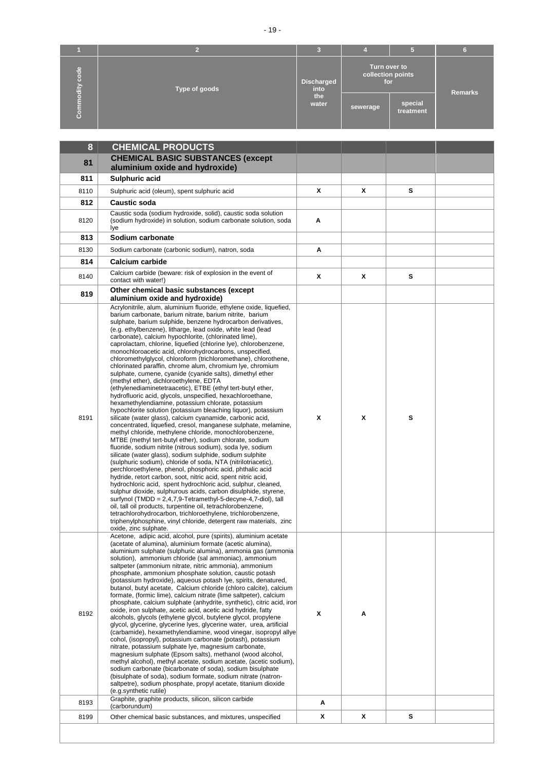| 1 | 2 | 3 | 4 | 5 | 6 |
|---|---|---|---|---|---|
| Commodity code | Type of goods | Discharged into the water | Turn over to collection points for | | Remarks |
| | | | sewerage | special treatment | |
| **8** | **CHEMICAL PRODUCTS** | | | | |
| **81** | **CHEMICAL BASIC SUBSTANCES (except aluminium oxide and hydroxide)** | | | | |
| **811** | **Sulphuric acid** | | | | |
| 8110 | Sulphuric acid (oleum), spent sulphuric acid | X | X | S | |
| **812** | **Caustic soda** | | | | |
| 8120 | Caustic soda (sodium hydroxide, solid), caustic soda solution (sodium hydroxide) in solution, sodium carbonate solution, soda lye | A | | | |
| **813** | **Sodium carbonate** | | | | |
| 8130 | Sodium carbonate (carbonic sodium), natron, soda | A | | | |
| **814** | **Calcium carbide** | | | | |
| 8140 | Calcium carbide (beware: risk of explosion in the event of contact with water!) | X | X | S | |
| **819** | **Other chemical basic substances (except aluminium oxide and hydroxide)** | | | | |
| 8191 | Acrylonitrile, alum, aluminium fluoride, ethylene oxide, liquefied, barium carbonate, barium nitrate, barium nitrite, barium sulphate, barium sulphide, benzene hydrocarbon derivatives, (e.g. ethylbenzene), litharge, lead oxide, white lead (lead carbonate), calcium hypochlorite, (chlorinated lime), caprolactam, chlorine, liquefied (chlorine lye), chlorobenzene, monochloroacetic acid, chlorohydrocarbons, unspecified, chloromethylglycol, chloroform (trichloromethane), chlorothene, chlorinated paraffin, chrome alum, chromium lye, chromium sulphate, cumene, cyanide (cyanide salts), dimethyl ether (methyl ether), dichloroethylene, EDTA (ethylenediaminetetraacetic), ETBE (ethyl tert-butyl ether, hydrofluoric acid, glycols, unspecified, hexachloroethane, hexamethylendiamine, potassium chlorate, potassium hypochlorite solution (potassium bleaching liquor), potassium silicate (water glass), calcium cyanamide, carbonic acid, concentrated, liquefied, cresol, manganese sulphate, melamine, methyl chloride, methylene chloride, monochlorobenzene, MTBE (methyl tert-butyl ether), sodium chlorate, sodium fluoride, sodium nitrite (nitrous sodium), soda lye, sodium silicate (water glass), sodium sulphide, sodium sulphite (sulphuric sodium), chloride of soda, NTA (nitrilotriacetic), perchloroethylene, phenol, phosphoric acid, phthalic acid hydride, retort carbon, soot, nitric acid, spent nitric acid, hydrochloric acid, spent hydrochloric acid, sulphur, cleaned, sulphur dioxide, sulphurous acids, carbon disulphide, styrene, surfynol (TMDD = 2,4,7,9-Tetramethyl-5-decyne-4,7-diol), tall oil, tall oil products, turpentine oil, tetrachlorobenzene, tetrachlorohydrocarbon, trichloroethylene, trichlorobenzene, triphenylphosphine, vinyl chloride, detergent raw materials, zinc oxide, zinc sulphate. | X | X | S | |
| 8192 | Acetone, adipic acid, alcohol, pure (spirits), aluminium acetate (acetate of alumina), aluminium formate (acetic alumina), aluminium sulphate (sulphuric alumina), ammonia gas (ammonia solution), ammonium chloride (sal ammoniac), ammonium saltpeter (ammonium nitrate, nitric ammonia), ammonium phosphate, ammonium phosphate solution, caustic potash (potassium hydroxide), aqueous potash lye, spirits, denatured, butanol, butyl acetate, Calcium chloride (chloro calcite), calcium formate, (formic lime), calcium nitrate (lime saltpeter), calcium phosphate, calcium sulphate (anhydrite, synthetic), citric acid, iron oxide, iron sulphate, acetic acid, acetic acid hydride, fatty alcohols, glycols (ethylene glycol, butylene glycol, propylene glycol, glycerine, glycerine lyes, glycerine water, urea, artificial (carbamide), hexamethylendiamine, wood vinegar, isopropyl allye cohol, (isopropyl), potassium carbonate (potash), potassium nitrate, potassium sulphate lye, magnesium carbonate, magnesium sulphate (Epsom salts), methanol (wood alcohol, methyl alcohol), methyl acetate, sodium acetate, (acetic sodium), sodium carbonate (bicarbonate of soda), sodium bisulphate (bisulphate of soda), sodium formate, sodium nitrate (natron-saltpetre), sodium phosphate, propyl acetate, titanium dioxide (e.g.synthetic rutile) | X | A | | |
| 8193 | Graphite, graphite products, silicon, silicon carbide (carborundum) | A | | | |
| 8199 | Other chemical basic substances, and mixtures, unspecified | X | X | S | |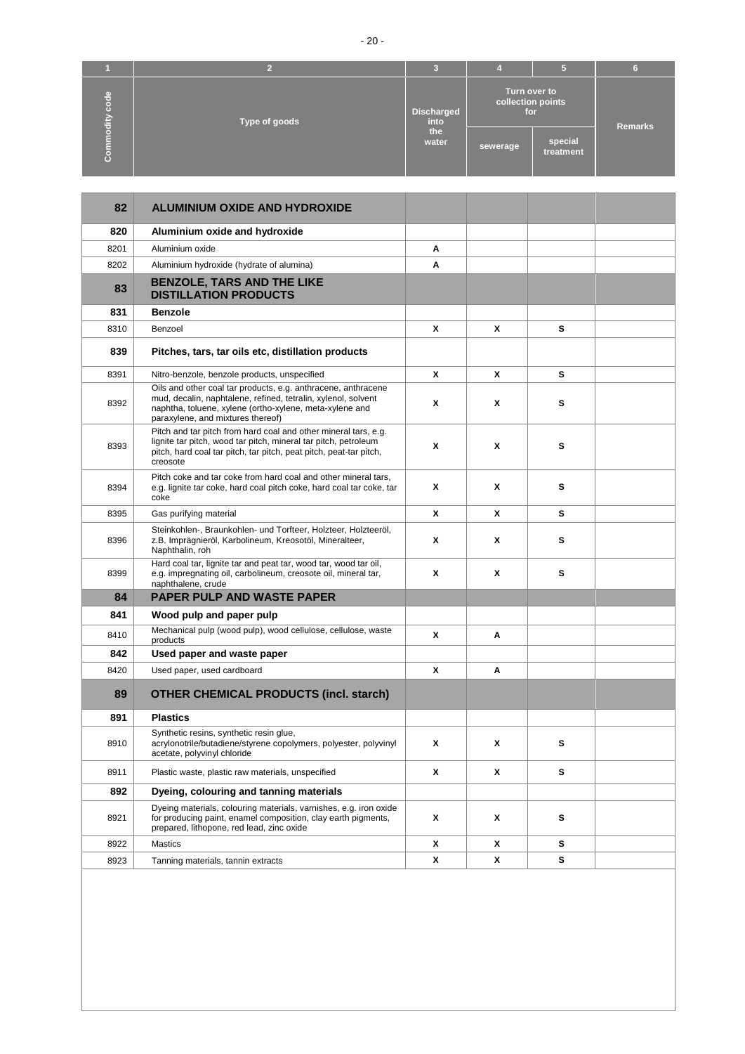| 1 | 2 | 3 | 4 | 5 | 6 |
|---|---|---|---|---|---|
| Commodity code | Type of goods | Discharged into the water | Turn over to collection points for | | Remarks |
| | | | sewerage | special treatment | |
| **82** | **ALUMINIUM OXIDE AND HYDROXIDE** | | | | |
| **820** | **Aluminium oxide and hydroxide** | | | | |
| 8201 | Aluminium oxide | A | | | |
| 8202 | Aluminium hydroxide (hydrate of alumina) | A | | | |
| **83** | **BENZOLE, TARS AND THE LIKE DISTILLATION PRODUCTS** | | | | |
| **831** | **Benzole** | | | | |
| 8310 | Benzoel | X | X | S | |
| **839** | **Pitches, tars, tar oils etc, distillation products** | | | | |
| 8391 | Nitro-benzole, benzole products, unspecified | X | X | S | |
| 8392 | Oils and other coal tar products, e.g. anthracene, anthracene mud, decalin, naphtalene, refined, tetralin, xylenol, solvent naphtha, toluene, xylene (ortho-xylene, meta-xylene and paraxylene, and mixtures thereof) | X | X | S | |
| 8393 | Pitch and tar pitch from hard coal and other mineral tars, e.g. lignite tar pitch, wood tar pitch, mineral tar pitch, petroleum pitch, hard coal tar pitch, tar pitch, peat pitch, peat-tar pitch, creosote | X | X | S | |
| 8394 | Pitch coke and tar coke from hard coal and other mineral tars, e.g. lignite tar coke, hard coal pitch coke, hard coal tar coke, tar coke | X | X | S | |
| 8395 | Gas purifying material | X | X | S | |
| 8396 | Steinkohlen-, Braunkohlen- und Torfteer, Holzteer, Holzteeröl, z.B. Imprägnieröl, Karbolineum, Kreosotöl, Mineralteer, Naphthalin, roh | X | X | S | |
| 8399 | Hard coal tar, lignite tar and peat tar, wood tar, wood tar oil, e.g. impregnating oil, carbolineum, creosote oil, mineral tar, naphthalene, crude | X | X | S | |
| **84** | **PAPER PULP AND WASTE PAPER** | | | | |
| **841** | **Wood pulp and paper pulp** | | | | |
| 8410 | Mechanical pulp (wood pulp), wood cellulose, cellulose, waste products | X | A | | |
| **842** | **Used paper and waste paper** | | | | |
| 8420 | Used paper, used cardboard | X | A | | |
| **89** | **OTHER CHEMICAL PRODUCTS (incl. starch)** | | | | |
| **891** | **Plastics** | | | | |
| 8910 | Synthetic resins, synthetic resin glue, acrylonotrile/butadiene/styrene copolymers, polyester, polyvinyl acetate, polyvinyl chloride | X | X | S | |
| 8911 | Plastic waste, plastic raw materials, unspecified | X | X | S | |
| **892** | **Dyeing, colouring and tanning materials** | | | | |
| 8921 | Dyeing materials, colouring materials, varnishes, e.g. iron oxide for producing paint, enamel composition, clay earth pigments, prepared, lithopone, red lead, zinc oxide | X | X | S | |
| 8922 | Mastics | X | X | S | |
| 8923 | Tanning materials, tannin extracts | X | X | S | |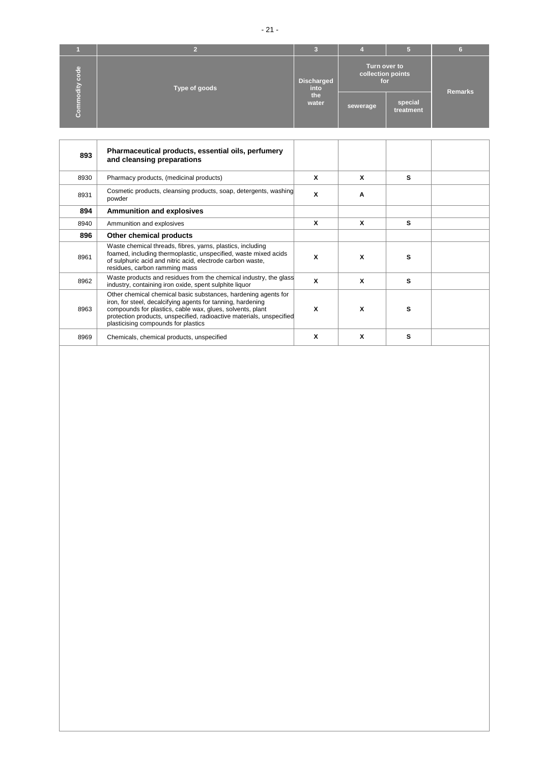| 1 | 2 | 3 | 4 | 5 | 6 |
|---|---|---|---|---|---|
| Commodity code | Type of goods | Discharged into the water | Turn over to collection points for | | Remarks |
| | | | sewerage | special treatment | |
| **893** | **Pharmaceutical products, essential oils, perfumery and cleansing preparations** | | | | |
| 8930 | Pharmacy products, (medicinal products) | X | X | S | |
| 8931 | Cosmetic products, cleansing products, soap, detergents, washing powder | X | A | | |
| **894** | **Ammunition and explosives** | | | | |
| 8940 | Ammunition and explosives | X | X | S | |
| **896** | **Other chemical products** | | | | |
| 8961 | Waste chemical threads, fibres, yarns, plastics, including foamed, including thermoplastic, unspecified, waste mixed acids of sulphuric acid and nitric acid, electrode carbon waste, residues, carbon ramming mass | X | X | S | |
| 8962 | Waste products and residues from the chemical industry, the glass industry, containing iron oxide, spent sulphite liquor | X | X | S | |
| 8963 | Other chemical chemical basic substances, hardening agents for iron, for steel, decalcifying agents for tanning, hardening compounds for plastics, cable wax, glues, solvents, plant protection products, unspecified, radioactive materials, unspecified plasticising compounds for plastics | X | X | S | |
| 8969 | Chemicals, chemical products, unspecified | X | X | S | |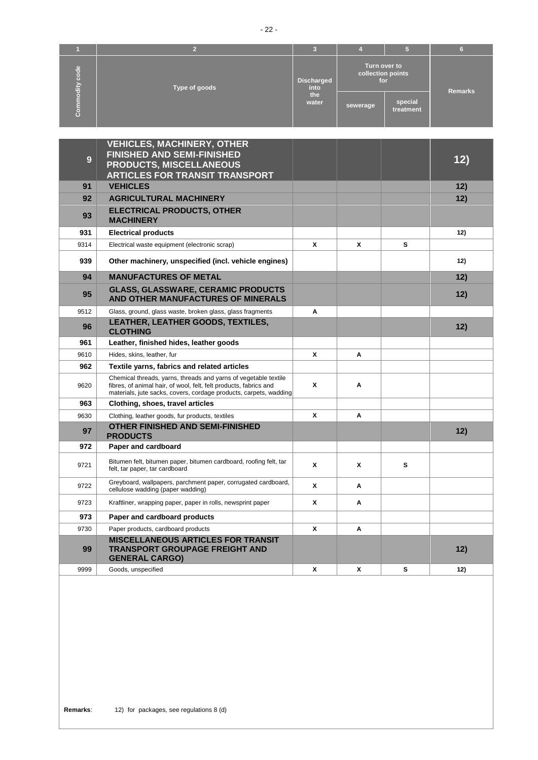| 1 | 2 | 3 | 4 | 5 | 6 |
|---|---|---|---|---|---|
| Commodity code | Type of goods | Discharged into the water | Turn over to collection points for | | Remarks |
| | | | sewerage | special treatment | |
| **9** | **VEHICLES, MACHINERY, OTHER FINISHED AND SEMI-FINISHED PRODUCTS, MISCELLANEOUS ARTICLES FOR TRANSIT TRANSPORT** | | | | **12)** |
| **91** | **VEHICLES** | | | | **12)** |
| **92** | **AGRICULTURAL MACHINERY** | | | | **12)** |
| **93** | **ELECTRICAL PRODUCTS, OTHER MACHINERY** | | | | |
| **931** | **Electrical products** | | | | **12)** |
| 9314 | Electrical waste equipment (electronic scrap) | X | X | S | |
| **939** | **Other machinery, unspecified (incl. vehicle engines)** | | | | **12)** |
| **94** | **MANUFACTURES OF METAL** | | | | **12)** |
| **95** | **GLASS, GLASSWARE, CERAMIC PRODUCTS AND OTHER MANUFACTURES OF MINERALS** | | | | **12)** |
| 9512 | Glass, ground, glass waste, broken glass, glass fragments | A | | | |
| **96** | **LEATHER, LEATHER GOODS, TEXTILES, CLOTHING** | | | | **12)** |
| **961** | **Leather, finished hides, leather goods** | | | | |
| 9610 | Hides, skins, leather, fur | X | A | | |
| **962** | **Textile yarns, fabrics and related articles** | | | | |
| 9620 | Chemical threads, yarns, threads and yarns of vegetable textile fibres, of animal hair, of wool, felt, felt products, fabrics and materials, jute sacks, covers, cordage products, carpets, wadding | X | A | | |
| **963** | **Clothing, shoes, travel articles** | | | | |
| 9630 | Clothing, leather goods, fur products, textiles | X | A | | |
| **97** | **OTHER FINISHED AND SEMI-FINISHED PRODUCTS** | | | | **12)** |
| **972** | **Paper and cardboard** | | | | |
| 9721 | Bitumen felt, bitumen paper, bitumen cardboard, roofing felt, tar felt, tar paper, tar cardboard | X | X | S | |
| 9722 | Greyboard, wallpapers, parchment paper, corrugated cardboard, cellulose wadding (paper wadding) | X | A | | |
| 9723 | Kraftliner, wrapping paper, paper in rolls, newsprint paper | X | A | | |
| **973** | **Paper and cardboard products** | | | | |
| 9730 | Paper products, cardboard products | X | A | | |
| **99** | **MISCELLANEOUS ARTICLES FOR TRANSIT TRANSPORT GROUPAGE FREIGHT AND GENERAL CARGO)** | | | | **12)** |
| 9999 | Goods, unspecified | X | X | S | 12) |

**Remarks**: 12) for packages, see regulations 8 (d)